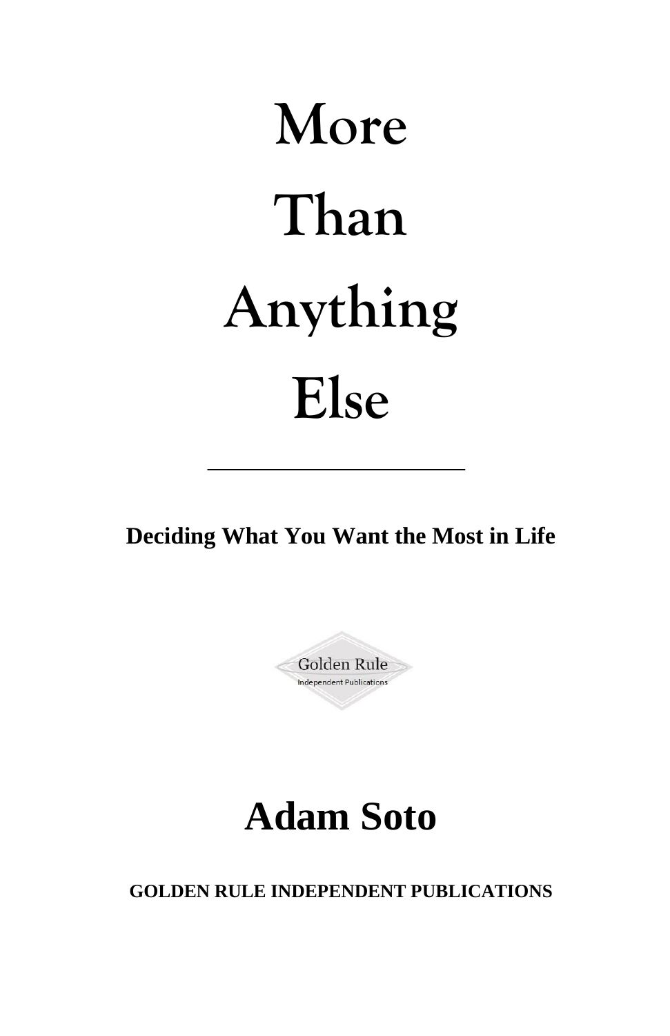# More Than Anything Else

---

**Deciding What You Want the Most in Life**

Golden Rule
Independent Publications

## Adam Soto

**GOLDEN RULE INDEPENDENT PUBLICATIONS**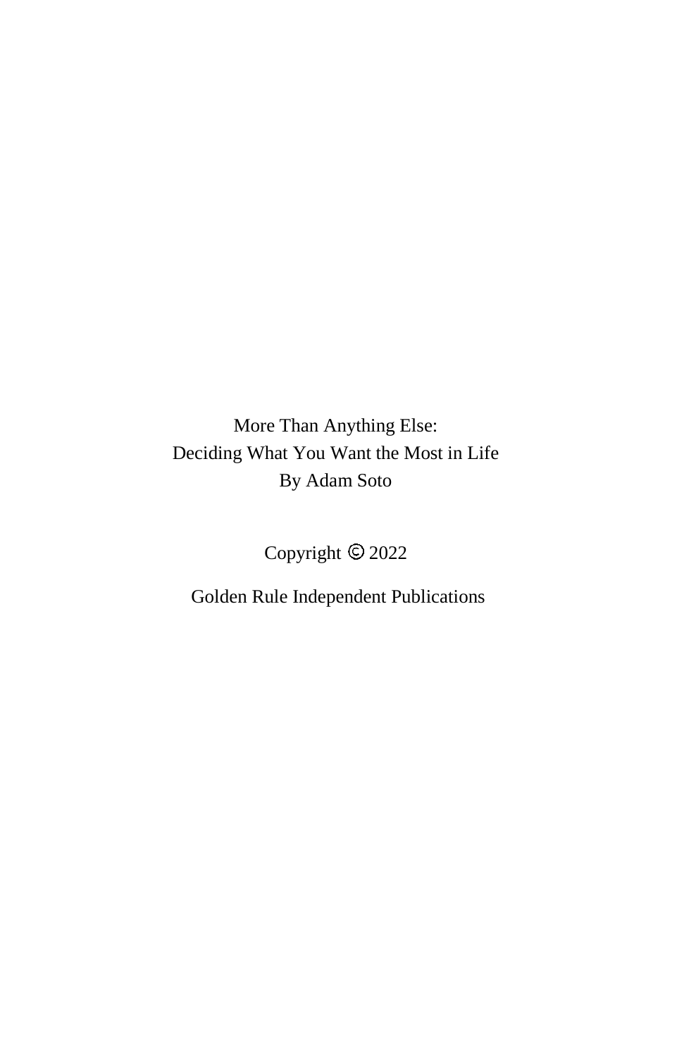More Than Anything Else:
Deciding What You Want the Most in Life
By Adam Soto

Copyright © 2022

Golden Rule Independent Publications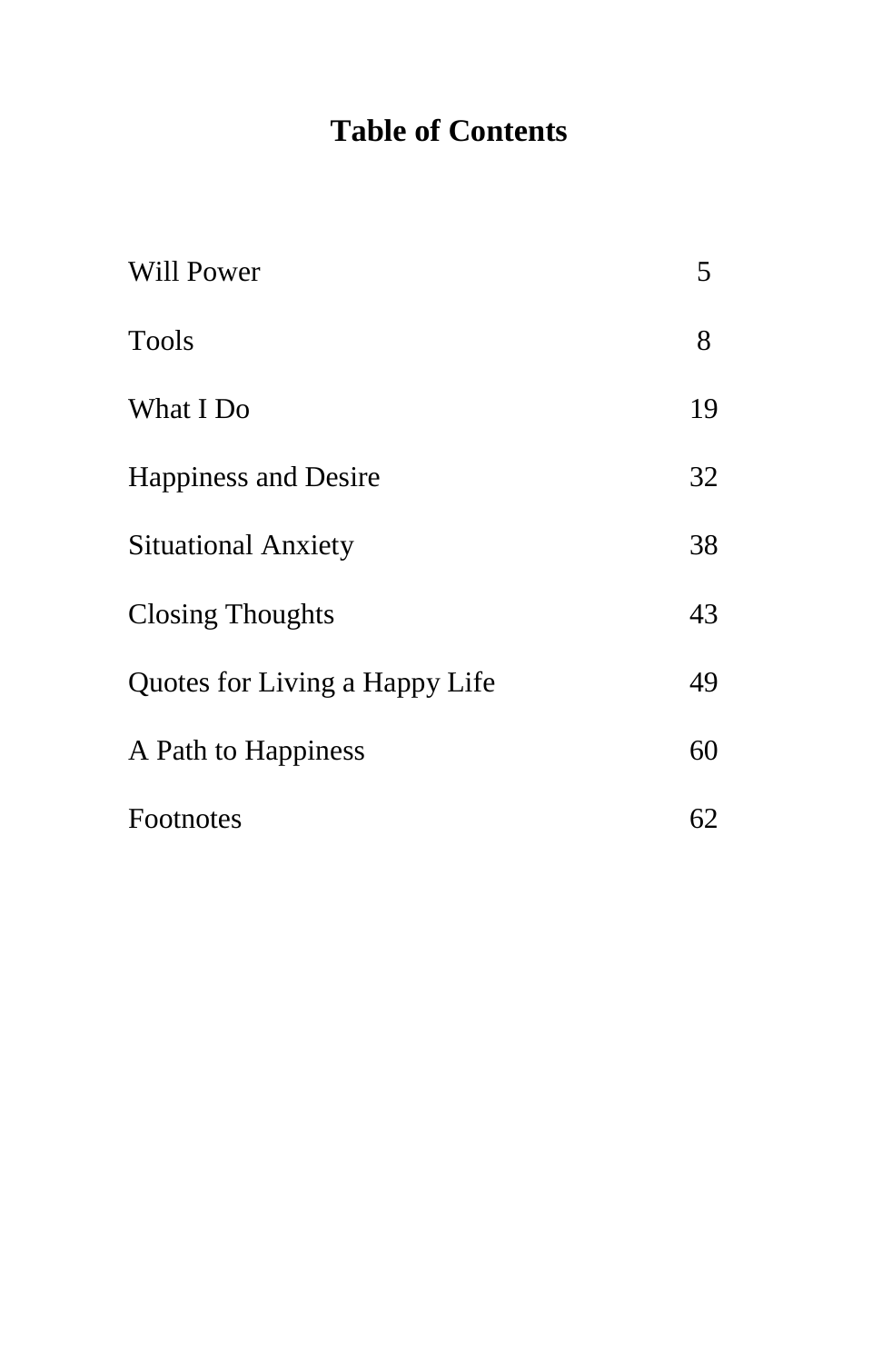# Table of Contents

| | |
|---|---|
| Will Power | 5 |
| Tools | 8 |
| What I Do | 19 |
| Happiness and Desire | 32 |
| Situational Anxiety | 38 |
| Closing Thoughts | 43 |
| Quotes for Living a Happy Life | 49 |
| A Path to Happiness | 60 |
| Footnotes | 62 |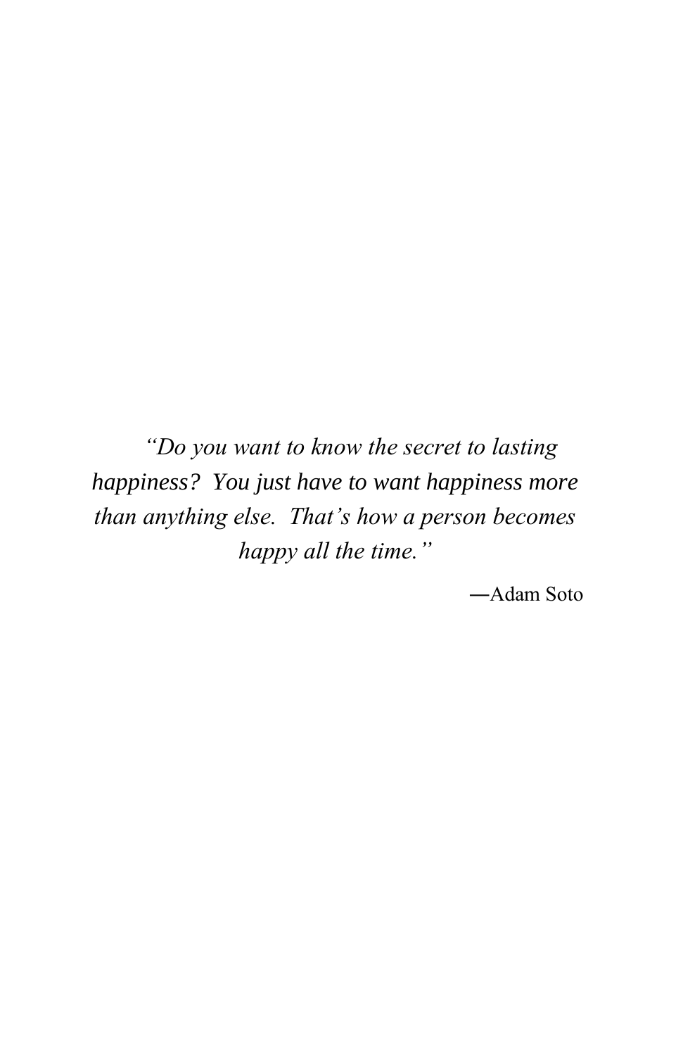*"Do you want to know the secret to lasting happiness? You just have to want happiness more than anything else. That's how a person becomes happy all the time."*

—Adam Soto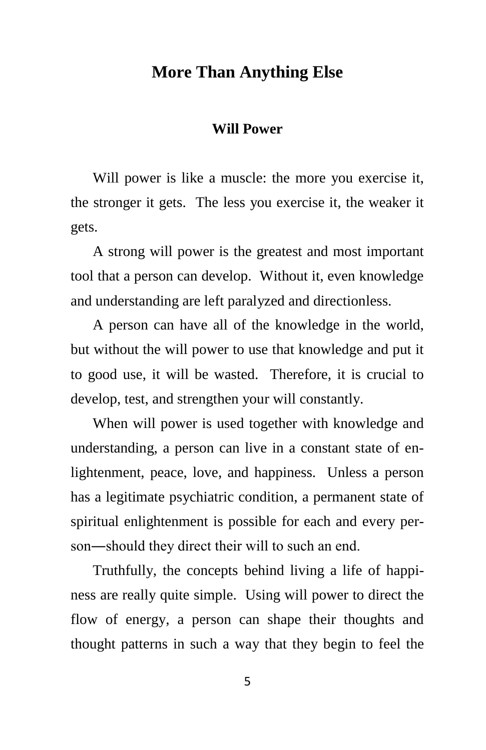# More Than Anything Else

## Will Power

Will power is like a muscle: the more you exercise it, the stronger it gets. The less you exercise it, the weaker it gets.

A strong will power is the greatest and most important tool that a person can develop. Without it, even knowledge and understanding are left paralyzed and directionless.

A person can have all of the knowledge in the world, but without the will power to use that knowledge and put it to good use, it will be wasted. Therefore, it is crucial to develop, test, and strengthen your will constantly.

When will power is used together with knowledge and understanding, a person can live in a constant state of enlightenment, peace, love, and happiness. Unless a person has a legitimate psychiatric condition, a permanent state of spiritual enlightenment is possible for each and every person—should they direct their will to such an end.

Truthfully, the concepts behind living a life of happiness are really quite simple. Using will power to direct the flow of energy, a person can shape their thoughts and thought patterns in such a way that they begin to feel the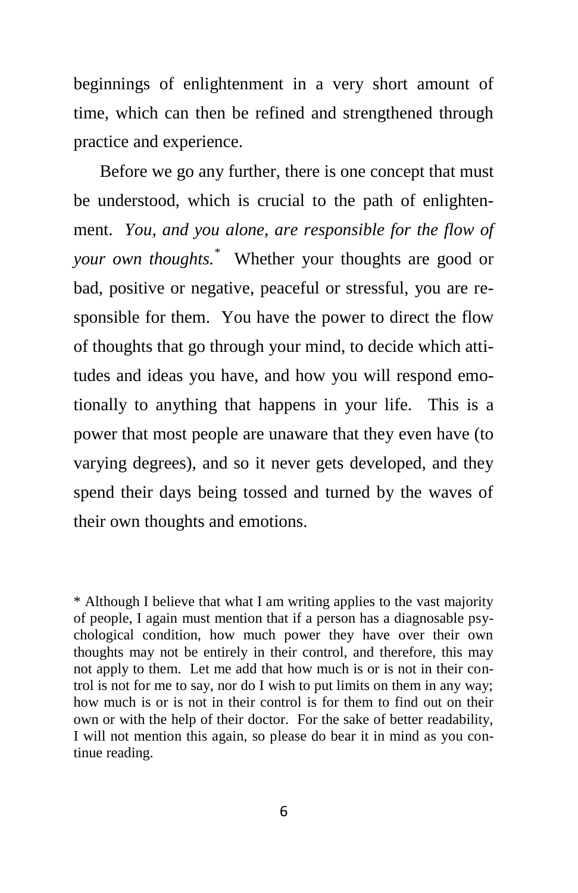beginnings of enlightenment in a very short amount of time, which can then be refined and strengthened through practice and experience.

Before we go any further, there is one concept that must be understood, which is crucial to the path of enlightenment. *You, and you alone, are responsible for the flow of your own thoughts.*[*] Whether your thoughts are good or bad, positive or negative, peaceful or stressful, you are responsible for them. You have the power to direct the flow of thoughts that go through your mind, to decide which attitudes and ideas you have, and how you will respond emotionally to anything that happens in your life. This is a power that most people are unaware that they even have (to varying degrees), and so it never gets developed, and they spend their days being tossed and turned by the waves of their own thoughts and emotions.

---

* Although I believe that what I am writing applies to the vast majority of people, I again must mention that if a person has a diagnosable psychological condition, how much power they have over their own thoughts may not be entirely in their control, and therefore, this may not apply to them. Let me add that how much is or is not in their control is not for me to say, nor do I wish to put limits on them in any way; how much is or is not in their control is for them to find out on their own or with the help of their doctor. For the sake of better readability, I will not mention this again, so please do bear it in mind as you continue reading.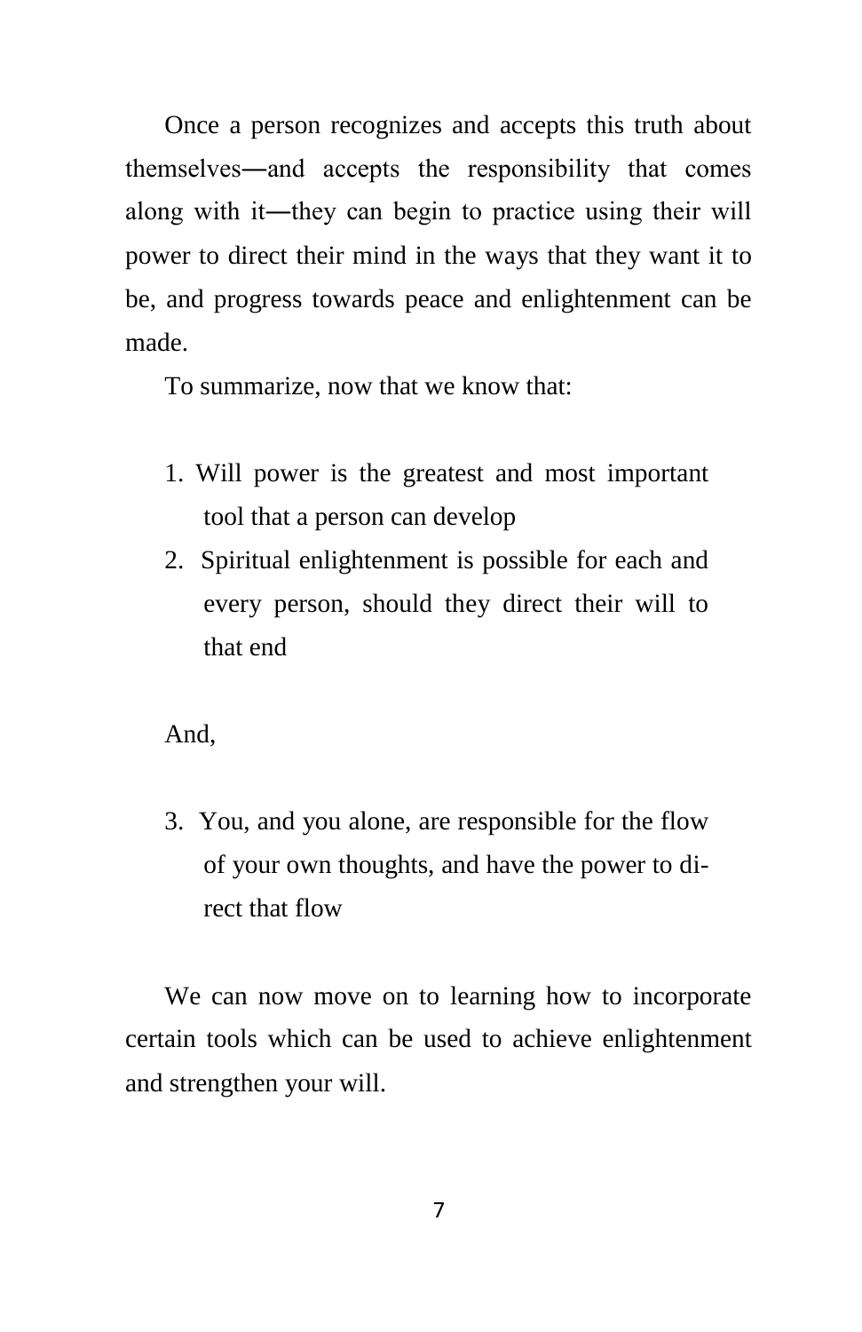Once a person recognizes and accepts this truth about themselves—and accepts the responsibility that comes along with it—they can begin to practice using their will power to direct their mind in the ways that they want it to be, and progress towards peace and enlightenment can be made.

To summarize, now that we know that:

1. Will power is the greatest and most important tool that a person can develop
2. Spiritual enlightenment is possible for each and every person, should they direct their will to that end

And,

3. You, and you alone, are responsible for the flow of your own thoughts, and have the power to direct that flow

We can now move on to learning how to incorporate certain tools which can be used to achieve enlightenment and strengthen your will.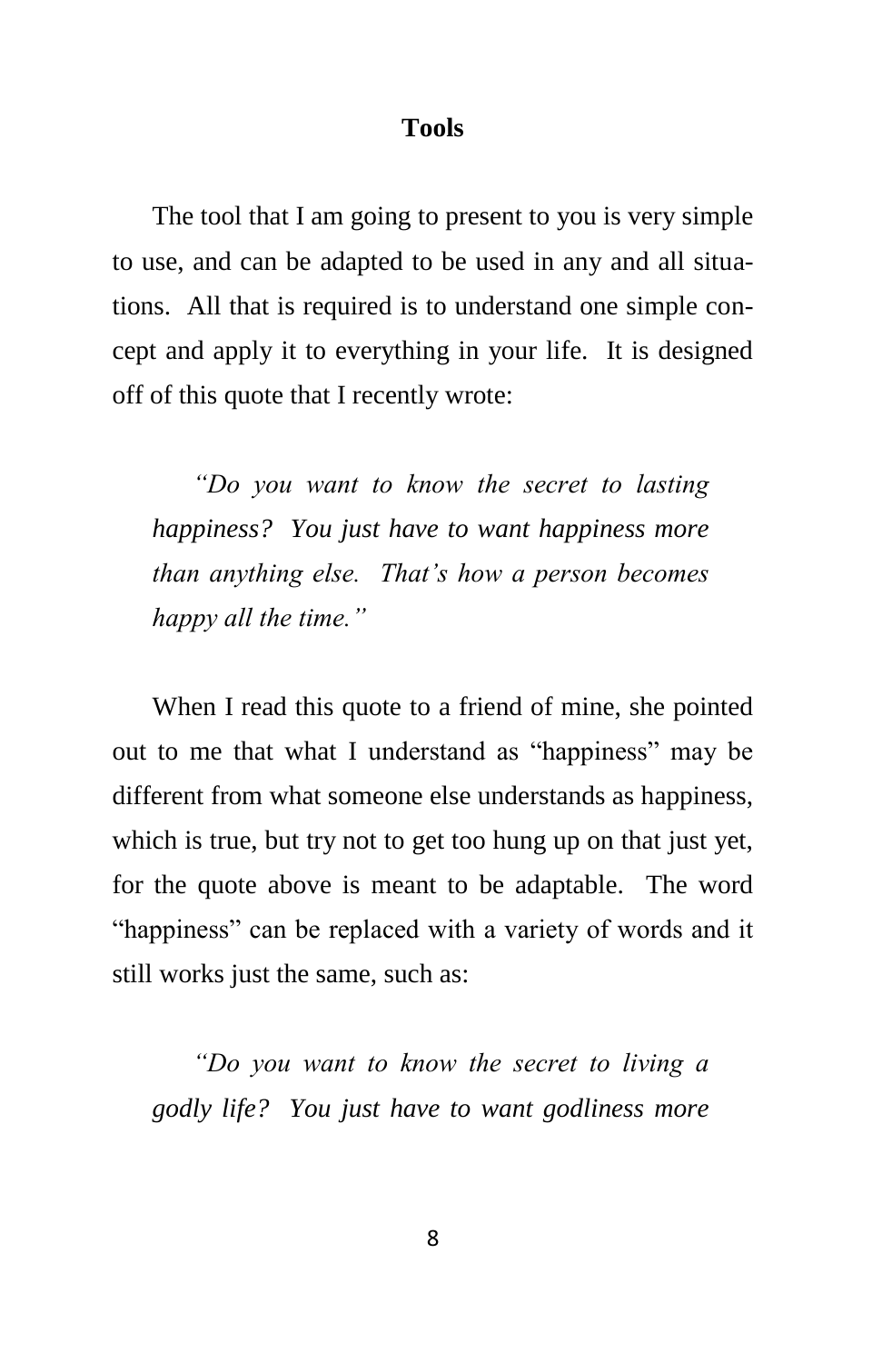## Tools

The tool that I am going to present to you is very simple to use, and can be adapted to be used in any and all situations. All that is required is to understand one simple concept and apply it to everything in your life. It is designed off of this quote that I recently wrote:

> *"Do you want to know the secret to lasting happiness? You just have to want happiness more than anything else. That's how a person becomes happy all the time."*

When I read this quote to a friend of mine, she pointed out to me that what I understand as "happiness" may be different from what someone else understands as happiness, which is true, but try not to get too hung up on that just yet, for the quote above is meant to be adaptable. The word "happiness" can be replaced with a variety of words and it still works just the same, such as:

> *"Do you want to know the secret to living a godly life? You just have to want godliness more*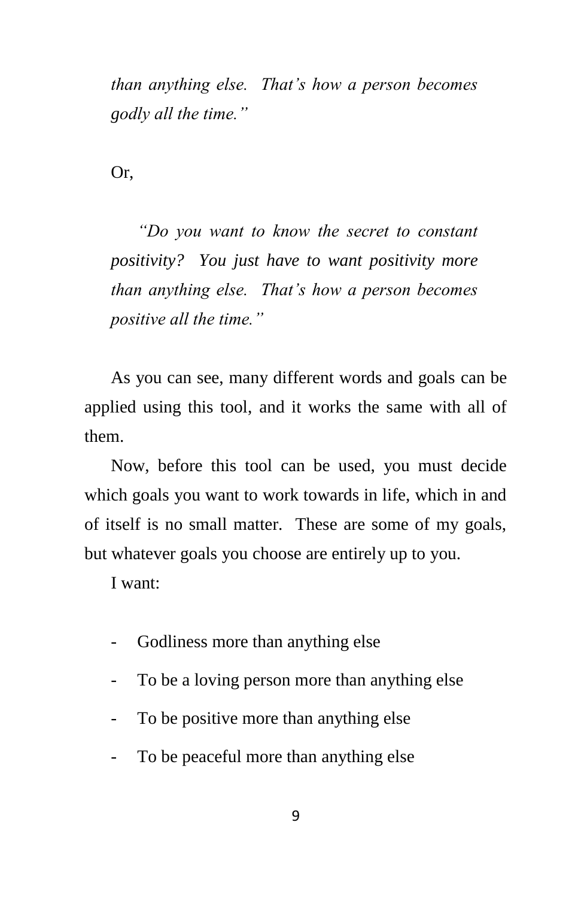*than anything else. That's how a person becomes godly all the time."*

Or,

*"Do you want to know the secret to constant positivity? You just have to want positivity more than anything else. That's how a person becomes positive all the time."*

As you can see, many different words and goals can be applied using this tool, and it works the same with all of them.

Now, before this tool can be used, you must decide which goals you want to work towards in life, which in and of itself is no small matter. These are some of my goals, but whatever goals you choose are entirely up to you.

I want:

- Godliness more than anything else
- To be a loving person more than anything else
- To be positive more than anything else
- To be peaceful more than anything else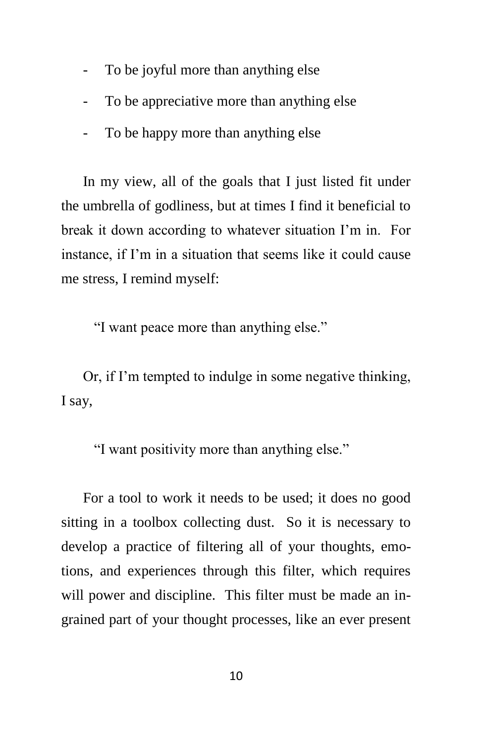- To be joyful more than anything else
- To be appreciative more than anything else
- To be happy more than anything else

In my view, all of the goals that I just listed fit under the umbrella of godliness, but at times I find it beneficial to break it down according to whatever situation I'm in. For instance, if I'm in a situation that seems like it could cause me stress, I remind myself:

"I want peace more than anything else."

Or, if I'm tempted to indulge in some negative thinking, I say,

"I want positivity more than anything else."

For a tool to work it needs to be used; it does no good sitting in a toolbox collecting dust. So it is necessary to develop a practice of filtering all of your thoughts, emotions, and experiences through this filter, which requires will power and discipline. This filter must be made an ingrained part of your thought processes, like an ever present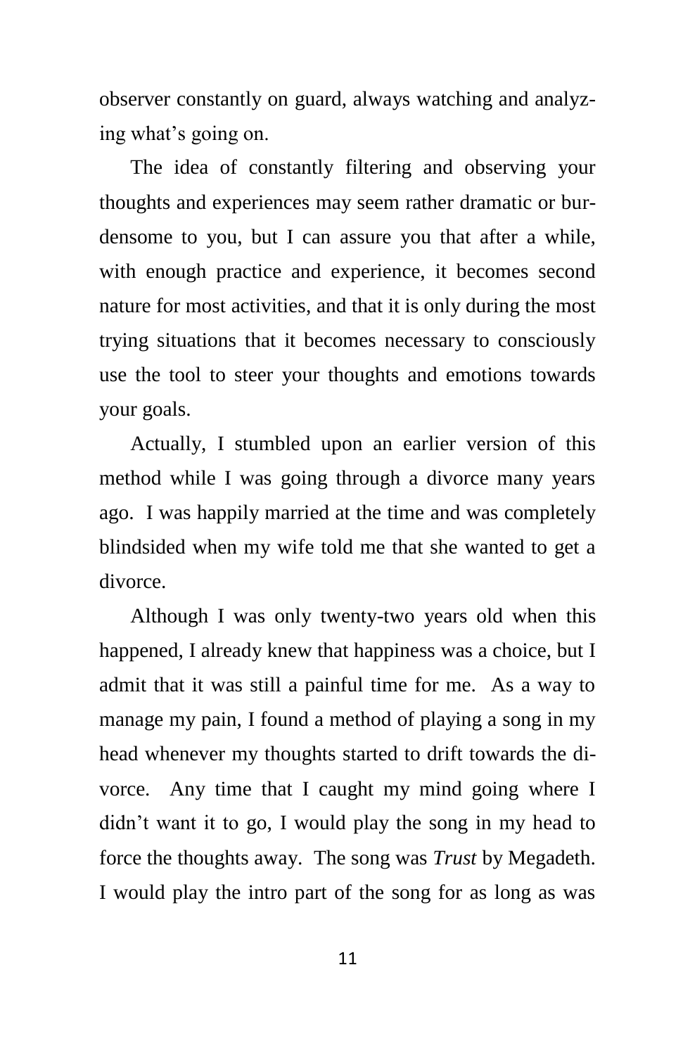observer constantly on guard, always watching and analyzing what's going on.

The idea of constantly filtering and observing your thoughts and experiences may seem rather dramatic or burdensome to you, but I can assure you that after a while, with enough practice and experience, it becomes second nature for most activities, and that it is only during the most trying situations that it becomes necessary to consciously use the tool to steer your thoughts and emotions towards your goals.

Actually, I stumbled upon an earlier version of this method while I was going through a divorce many years ago. I was happily married at the time and was completely blindsided when my wife told me that she wanted to get a divorce.

Although I was only twenty-two years old when this happened, I already knew that happiness was a choice, but I admit that it was still a painful time for me. As a way to manage my pain, I found a method of playing a song in my head whenever my thoughts started to drift towards the divorce. Any time that I caught my mind going where I didn't want it to go, I would play the song in my head to force the thoughts away. The song was *Trust* by Megadeth. I would play the intro part of the song for as long as was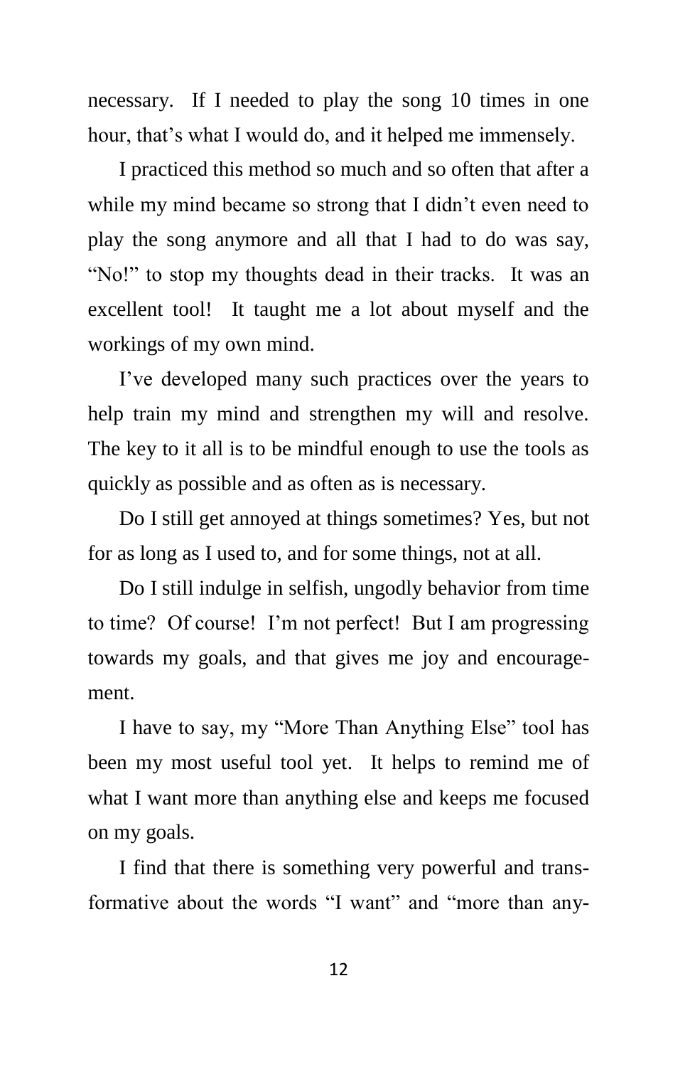necessary. If I needed to play the song 10 times in one hour, that's what I would do, and it helped me immensely.

I practiced this method so much and so often that after a while my mind became so strong that I didn't even need to play the song anymore and all that I had to do was say, "No!" to stop my thoughts dead in their tracks. It was an excellent tool! It taught me a lot about myself and the workings of my own mind.

I've developed many such practices over the years to help train my mind and strengthen my will and resolve. The key to it all is to be mindful enough to use the tools as quickly as possible and as often as is necessary.

Do I still get annoyed at things sometimes? Yes, but not for as long as I used to, and for some things, not at all.

Do I still indulge in selfish, ungodly behavior from time to time? Of course! I'm not perfect! But I am progressing towards my goals, and that gives me joy and encouragement.

I have to say, my "More Than Anything Else" tool has been my most useful tool yet. It helps to remind me of what I want more than anything else and keeps me focused on my goals.

I find that there is something very powerful and transformative about the words "I want" and "more than any-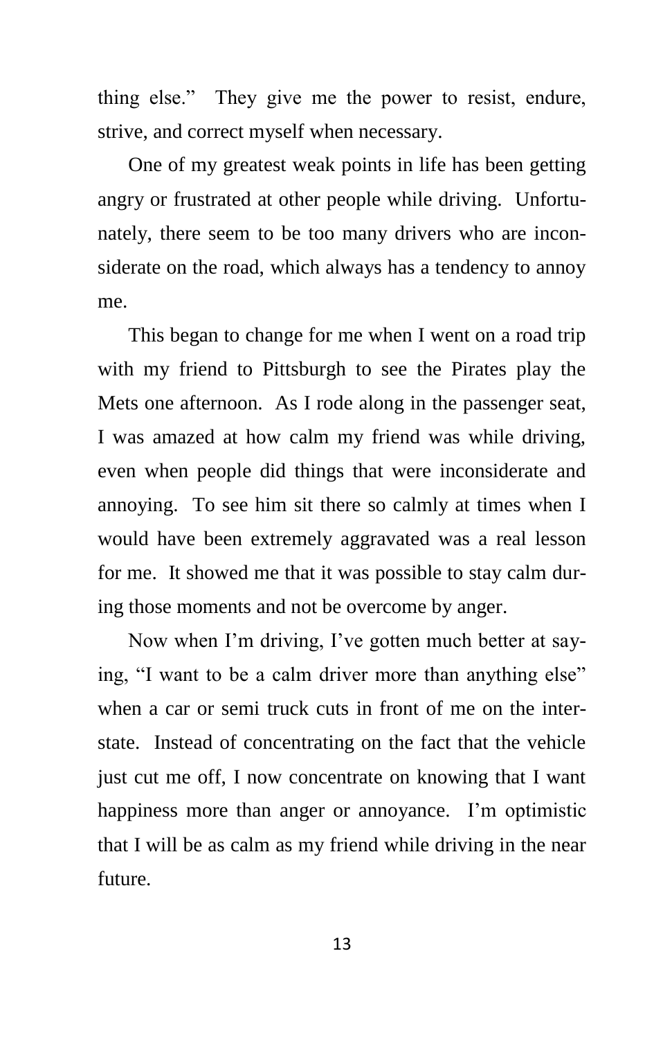thing else." They give me the power to resist, endure, strive, and correct myself when necessary.

One of my greatest weak points in life has been getting angry or frustrated at other people while driving. Unfortunately, there seem to be too many drivers who are inconsiderate on the road, which always has a tendency to annoy me.

This began to change for me when I went on a road trip with my friend to Pittsburgh to see the Pirates play the Mets one afternoon. As I rode along in the passenger seat, I was amazed at how calm my friend was while driving, even when people did things that were inconsiderate and annoying. To see him sit there so calmly at times when I would have been extremely aggravated was a real lesson for me. It showed me that it was possible to stay calm during those moments and not be overcome by anger.

Now when I'm driving, I've gotten much better at saying, "I want to be a calm driver more than anything else" when a car or semi truck cuts in front of me on the interstate. Instead of concentrating on the fact that the vehicle just cut me off, I now concentrate on knowing that I want happiness more than anger or annoyance. I'm optimistic that I will be as calm as my friend while driving in the near future.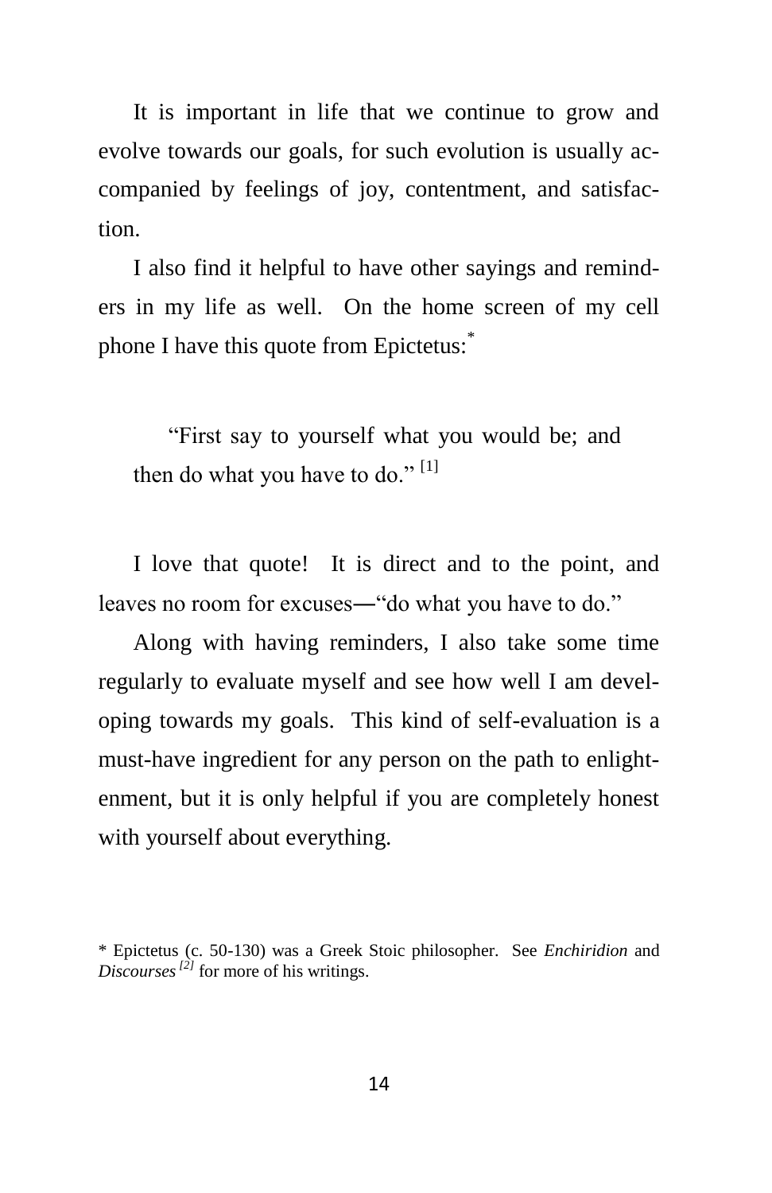It is important in life that we continue to grow and evolve towards our goals, for such evolution is usually accompanied by feelings of joy, contentment, and satisfaction.

I also find it helpful to have other sayings and reminders in my life as well. On the home screen of my cell phone I have this quote from Epictetus:*

> "First say to yourself what you would be; and then do what you have to do." [1]

I love that quote! It is direct and to the point, and leaves no room for excuses—"do what you have to do."

Along with having reminders, I also take some time regularly to evaluate myself and see how well I am developing towards my goals. This kind of self-evaluation is a must-have ingredient for any person on the path to enlightenment, but it is only helpful if you are completely honest with yourself about everything.

---

* Epictetus (c. 50-130) was a Greek Stoic philosopher. See *Enchiridion* and *Discourses* [2] for more of his writings.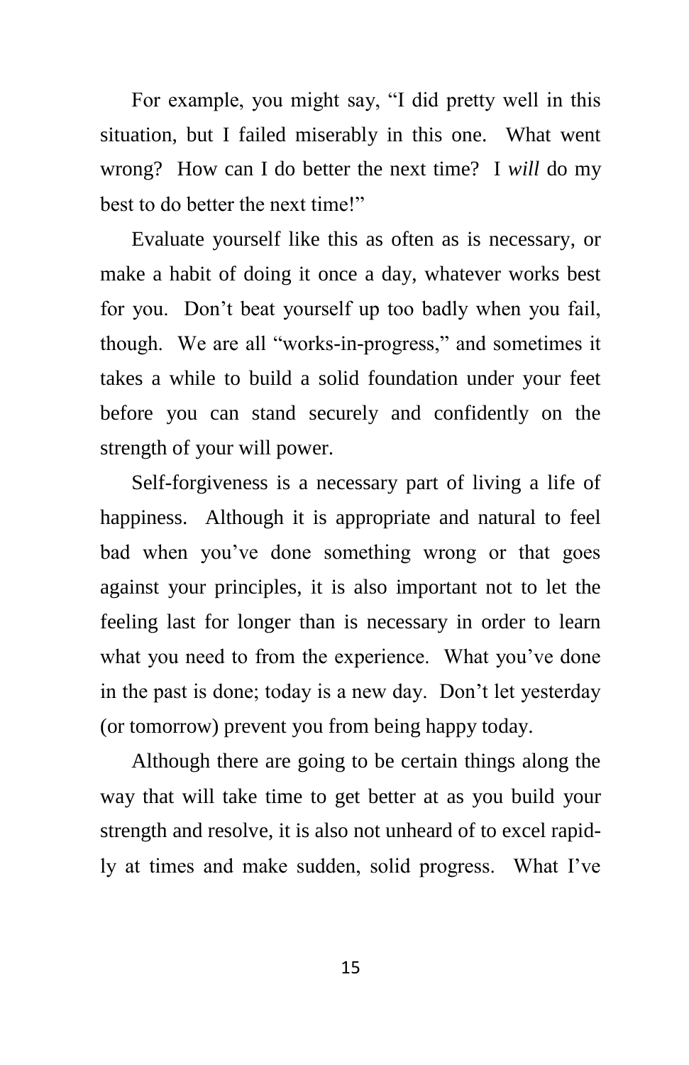For example, you might say, "I did pretty well in this situation, but I failed miserably in this one. What went wrong? How can I do better the next time? I *will* do my best to do better the next time!"

Evaluate yourself like this as often as is necessary, or make a habit of doing it once a day, whatever works best for you. Don't beat yourself up too badly when you fail, though. We are all "works-in-progress," and sometimes it takes a while to build a solid foundation under your feet before you can stand securely and confidently on the strength of your will power.

Self-forgiveness is a necessary part of living a life of happiness. Although it is appropriate and natural to feel bad when you've done something wrong or that goes against your principles, it is also important not to let the feeling last for longer than is necessary in order to learn what you need to from the experience. What you've done in the past is done; today is a new day. Don't let yesterday (or tomorrow) prevent you from being happy today.

Although there are going to be certain things along the way that will take time to get better at as you build your strength and resolve, it is also not unheard of to excel rapidly at times and make sudden, solid progress. What I've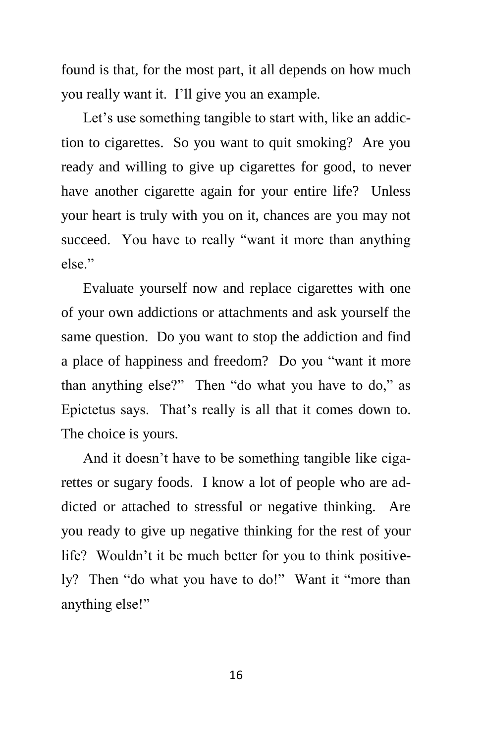found is that, for the most part, it all depends on how much you really want it. I'll give you an example.

Let's use something tangible to start with, like an addiction to cigarettes. So you want to quit smoking? Are you ready and willing to give up cigarettes for good, to never have another cigarette again for your entire life? Unless your heart is truly with you on it, chances are you may not succeed. You have to really "want it more than anything else."

Evaluate yourself now and replace cigarettes with one of your own addictions or attachments and ask yourself the same question. Do you want to stop the addiction and find a place of happiness and freedom? Do you "want it more than anything else?" Then "do what you have to do," as Epictetus says. That's really is all that it comes down to. The choice is yours.

And it doesn't have to be something tangible like cigarettes or sugary foods. I know a lot of people who are addicted or attached to stressful or negative thinking. Are you ready to give up negative thinking for the rest of your life? Wouldn't it be much better for you to think positively? Then "do what you have to do!" Want it "more than anything else!"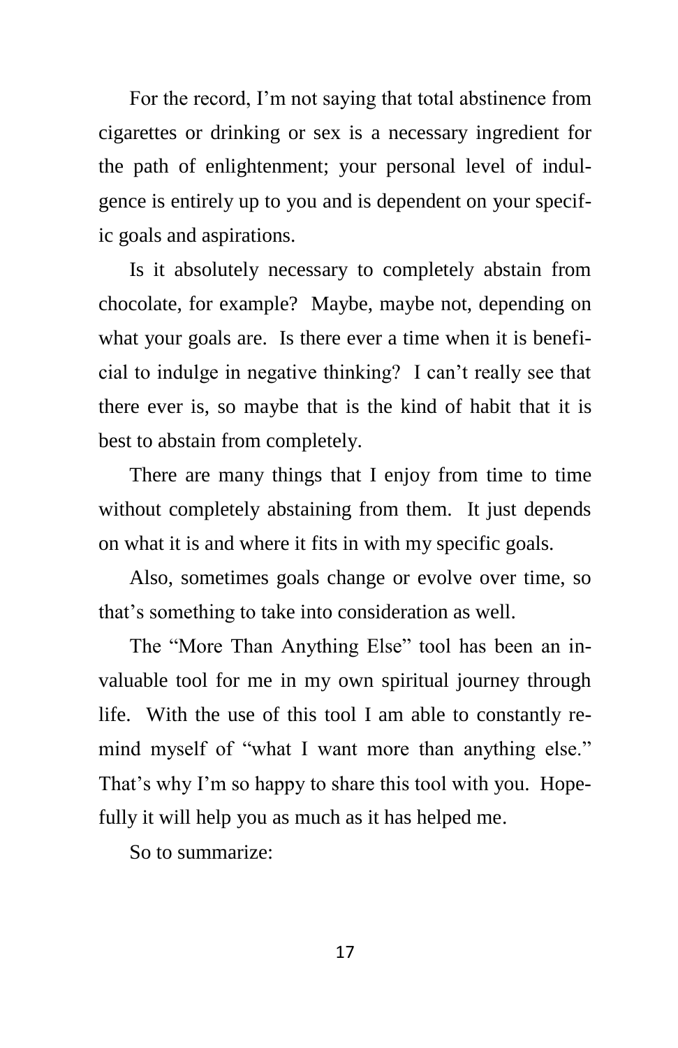For the record, I'm not saying that total abstinence from cigarettes or drinking or sex is a necessary ingredient for the path of enlightenment; your personal level of indulgence is entirely up to you and is dependent on your specific goals and aspirations.

Is it absolutely necessary to completely abstain from chocolate, for example? Maybe, maybe not, depending on what your goals are. Is there ever a time when it is beneficial to indulge in negative thinking? I can't really see that there ever is, so maybe that is the kind of habit that it is best to abstain from completely.

There are many things that I enjoy from time to time without completely abstaining from them. It just depends on what it is and where it fits in with my specific goals.

Also, sometimes goals change or evolve over time, so that's something to take into consideration as well.

The "More Than Anything Else" tool has been an invaluable tool for me in my own spiritual journey through life. With the use of this tool I am able to constantly remind myself of "what I want more than anything else." That's why I'm so happy to share this tool with you. Hopefully it will help you as much as it has helped me.

So to summarize: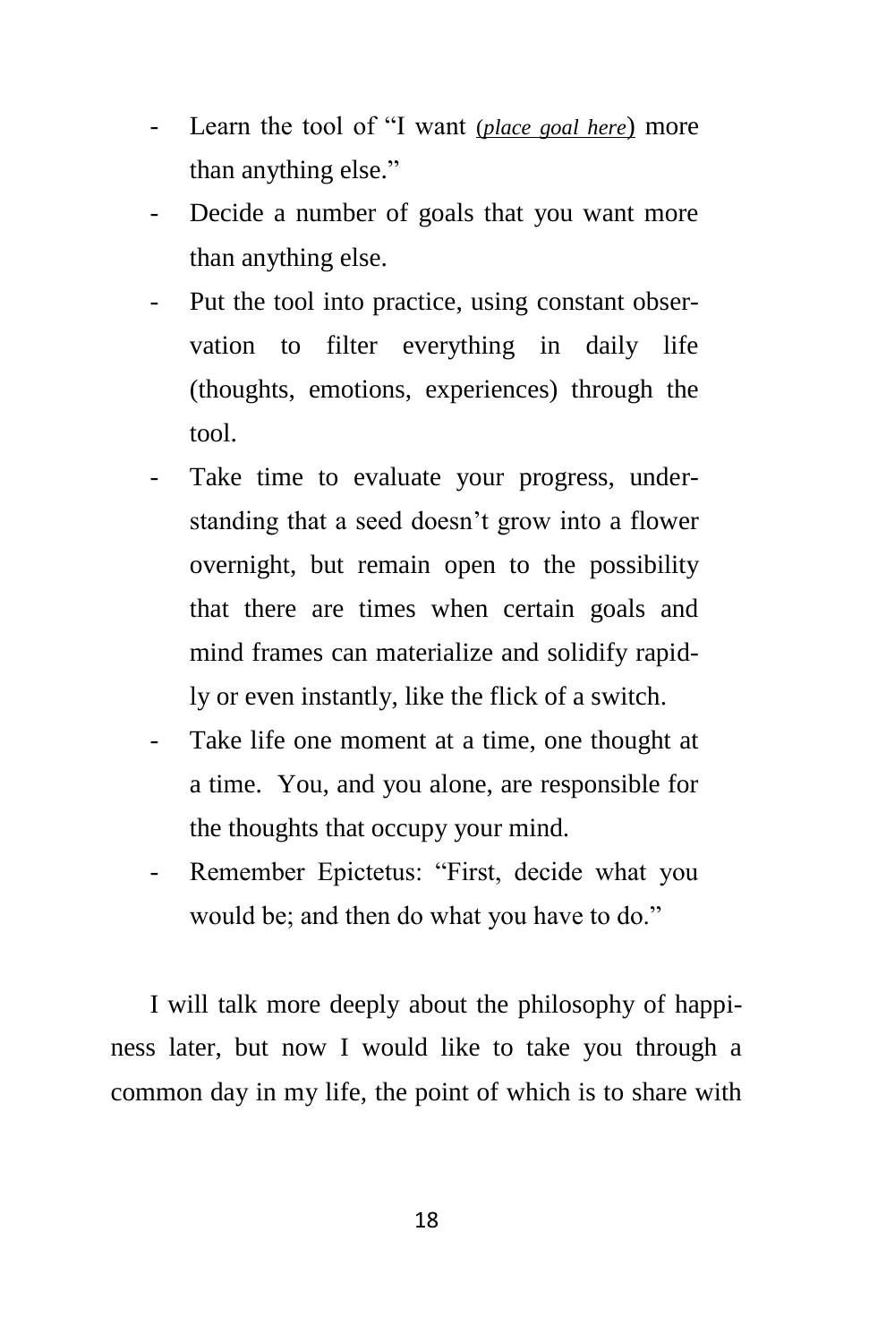- Learn the tool of "I want (*place goal here*) more than anything else."
- Decide a number of goals that you want more than anything else.
- Put the tool into practice, using constant observation to filter everything in daily life (thoughts, emotions, experiences) through the tool.
- Take time to evaluate your progress, understanding that a seed doesn't grow into a flower overnight, but remain open to the possibility that there are times when certain goals and mind frames can materialize and solidify rapidly or even instantly, like the flick of a switch.
- Take life one moment at a time, one thought at a time. You, and you alone, are responsible for the thoughts that occupy your mind.
- Remember Epictetus: "First, decide what you would be; and then do what you have to do."

I will talk more deeply about the philosophy of happiness later, but now I would like to take you through a common day in my life, the point of which is to share with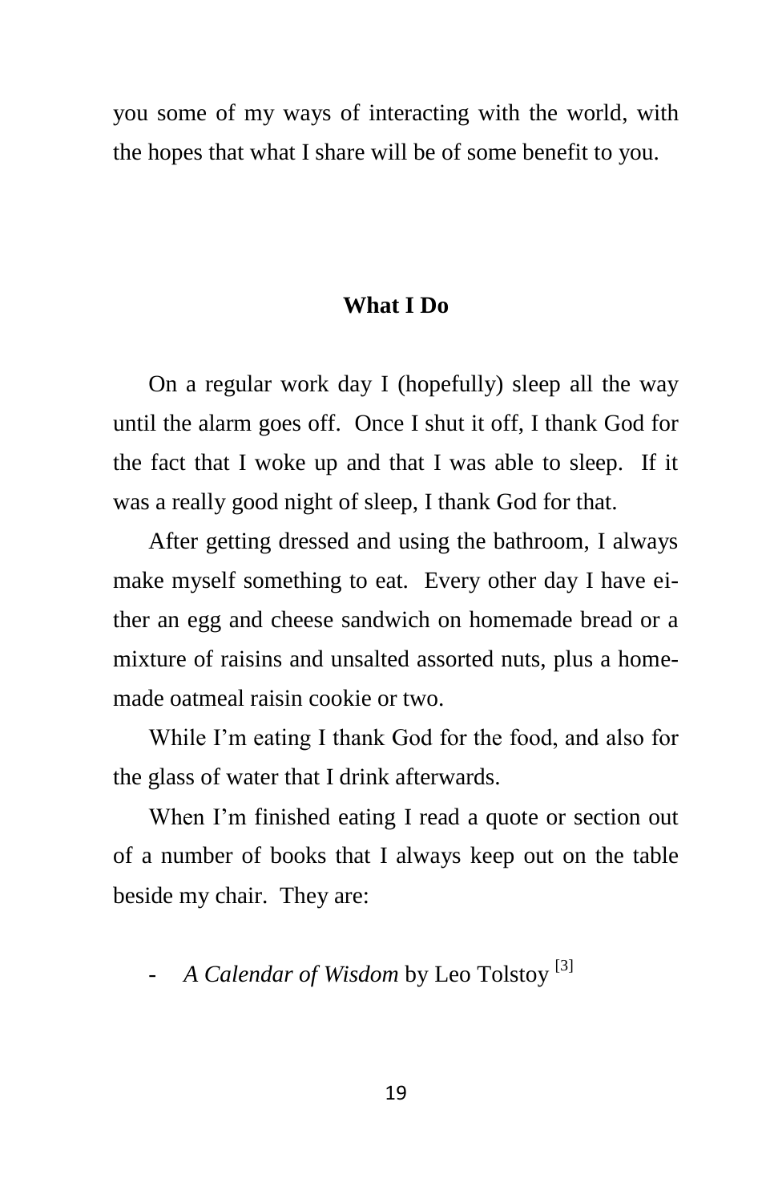you some of my ways of interacting with the world, with the hopes that what I share will be of some benefit to you.

## What I Do

On a regular work day I (hopefully) sleep all the way until the alarm goes off. Once I shut it off, I thank God for the fact that I woke up and that I was able to sleep. If it was a really good night of sleep, I thank God for that.

After getting dressed and using the bathroom, I always make myself something to eat. Every other day I have either an egg and cheese sandwich on homemade bread or a mixture of raisins and unsalted assorted nuts, plus a homemade oatmeal raisin cookie or two.

While I'm eating I thank God for the food, and also for the glass of water that I drink afterwards.

When I'm finished eating I read a quote or section out of a number of books that I always keep out on the table beside my chair. They are:

- *A Calendar of Wisdom* by Leo Tolstoy [3]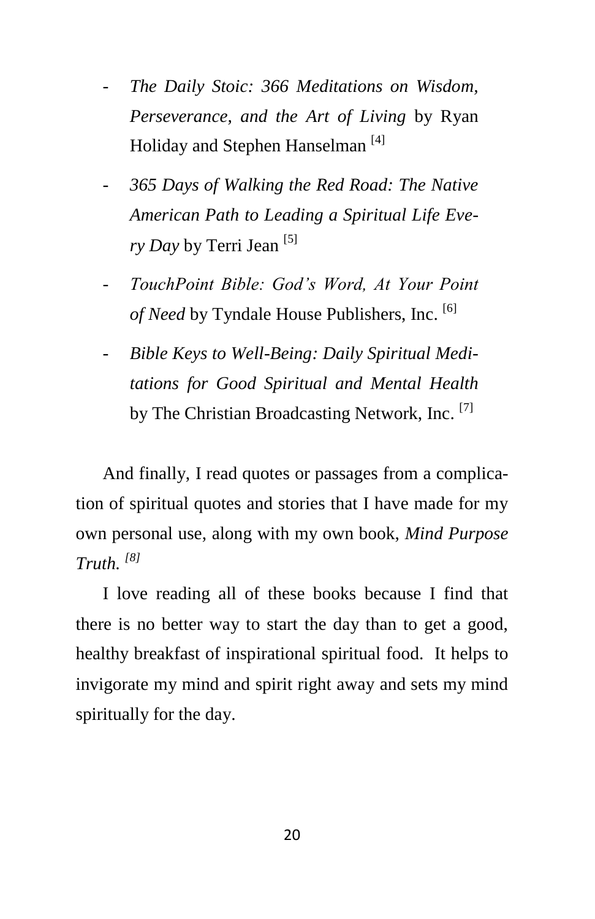- *The Daily Stoic: 366 Meditations on Wisdom, Perseverance, and the Art of Living* by Ryan Holiday and Stephen Hanselman [4]
- *365 Days of Walking the Red Road: The Native American Path to Leading a Spiritual Life Every Day* by Terri Jean [5]
- *TouchPoint Bible: God's Word, At Your Point of Need* by Tyndale House Publishers, Inc. [6]
- *Bible Keys to Well-Being: Daily Spiritual Meditations for Good Spiritual and Mental Health* by The Christian Broadcasting Network, Inc. [7]

And finally, I read quotes or passages from a complication of spiritual quotes and stories that I have made for my own personal use, along with my own book, *Mind Purpose Truth.* *[8]*

I love reading all of these books because I find that there is no better way to start the day than to get a good, healthy breakfast of inspirational spiritual food. It helps to invigorate my mind and spirit right away and sets my mind spiritually for the day.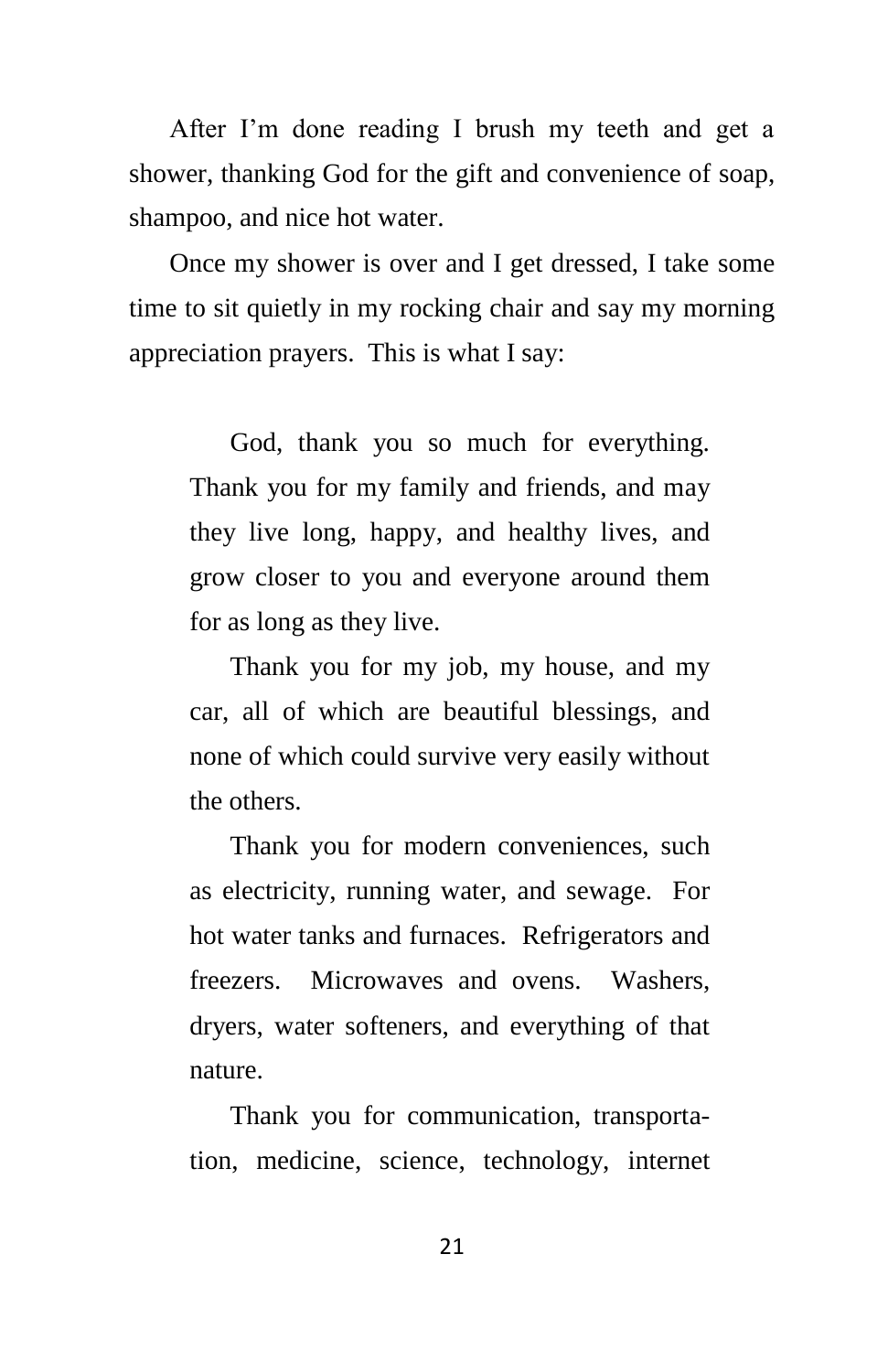After I'm done reading I brush my teeth and get a shower, thanking God for the gift and convenience of soap, shampoo, and nice hot water.

Once my shower is over and I get dressed, I take some time to sit quietly in my rocking chair and say my morning appreciation prayers. This is what I say:

> God, thank you so much for everything. Thank you for my family and friends, and may they live long, happy, and healthy lives, and grow closer to you and everyone around them for as long as they live.
>
> Thank you for my job, my house, and my car, all of which are beautiful blessings, and none of which could survive very easily without the others.
>
> Thank you for modern conveniences, such as electricity, running water, and sewage. For hot water tanks and furnaces. Refrigerators and freezers. Microwaves and ovens. Washers, dryers, water softeners, and everything of that nature.
>
> Thank you for communication, transportation, medicine, science, technology, internet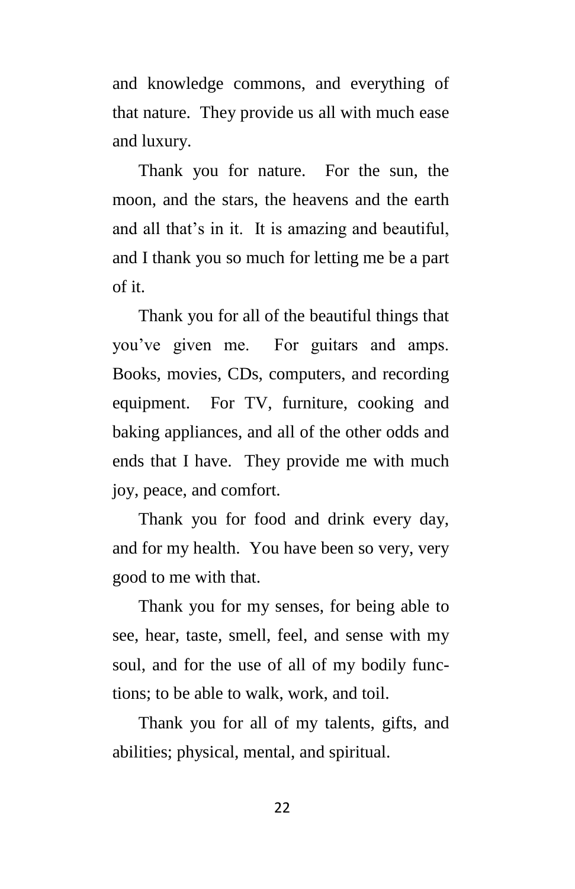and knowledge commons, and everything of that nature. They provide us all with much ease and luxury.

Thank you for nature. For the sun, the moon, and the stars, the heavens and the earth and all that's in it. It is amazing and beautiful, and I thank you so much for letting me be a part of it.

Thank you for all of the beautiful things that you've given me. For guitars and amps. Books, movies, CDs, computers, and recording equipment. For TV, furniture, cooking and baking appliances, and all of the other odds and ends that I have. They provide me with much joy, peace, and comfort.

Thank you for food and drink every day, and for my health. You have been so very, very good to me with that.

Thank you for my senses, for being able to see, hear, taste, smell, feel, and sense with my soul, and for the use of all of my bodily functions; to be able to walk, work, and toil.

Thank you for all of my talents, gifts, and abilities; physical, mental, and spiritual.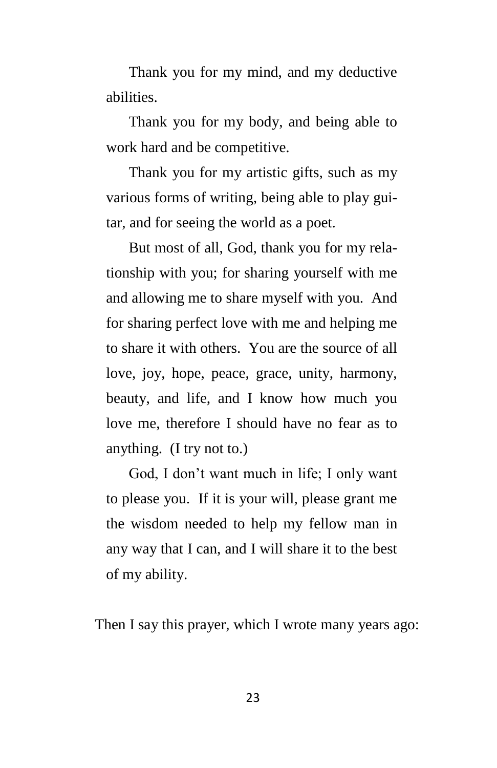Thank you for my mind, and my deductive abilities.

Thank you for my body, and being able to work hard and be competitive.

Thank you for my artistic gifts, such as my various forms of writing, being able to play guitar, and for seeing the world as a poet.

But most of all, God, thank you for my relationship with you; for sharing yourself with me and allowing me to share myself with you. And for sharing perfect love with me and helping me to share it with others. You are the source of all love, joy, hope, peace, grace, unity, harmony, beauty, and life, and I know how much you love me, therefore I should have no fear as to anything. (I try not to.)

God, I don't want much in life; I only want to please you. If it is your will, please grant me the wisdom needed to help my fellow man in any way that I can, and I will share it to the best of my ability.

Then I say this prayer, which I wrote many years ago: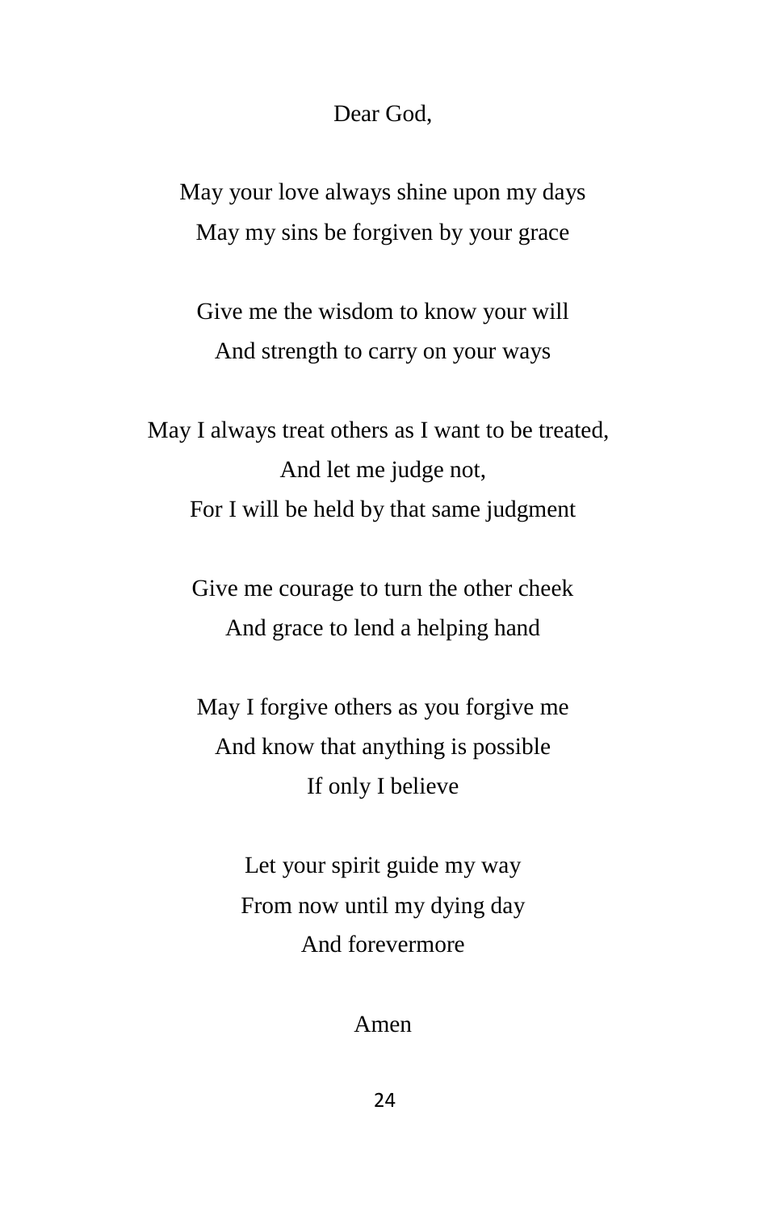Dear God,

May your love always shine upon my days
May my sins be forgiven by your grace

Give me the wisdom to know your will
And strength to carry on your ways

May I always treat others as I want to be treated,
And let me judge not,
For I will be held by that same judgment

Give me courage to turn the other cheek
And grace to lend a helping hand

May I forgive others as you forgive me
And know that anything is possible
If only I believe

Let your spirit guide my way
From now until my dying day
And forevermore

Amen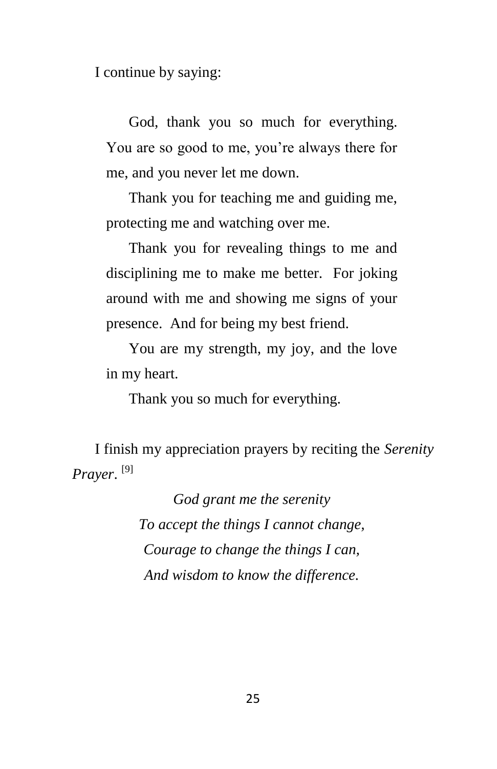I continue by saying:

> God, thank you so much for everything. You are so good to me, you're always there for me, and you never let me down.
>
> Thank you for teaching me and guiding me, protecting me and watching over me.
>
> Thank you for revealing things to me and disciplining me to make me better. For joking around with me and showing me signs of your presence. And for being my best friend.
>
> You are my strength, my joy, and the love in my heart.
>
> Thank you so much for everything.

I finish my appreciation prayers by reciting the *Serenity Prayer*. [9]

*God grant me the serenity*
*To accept the things I cannot change,*
*Courage to change the things I can,*
*And wisdom to know the difference.*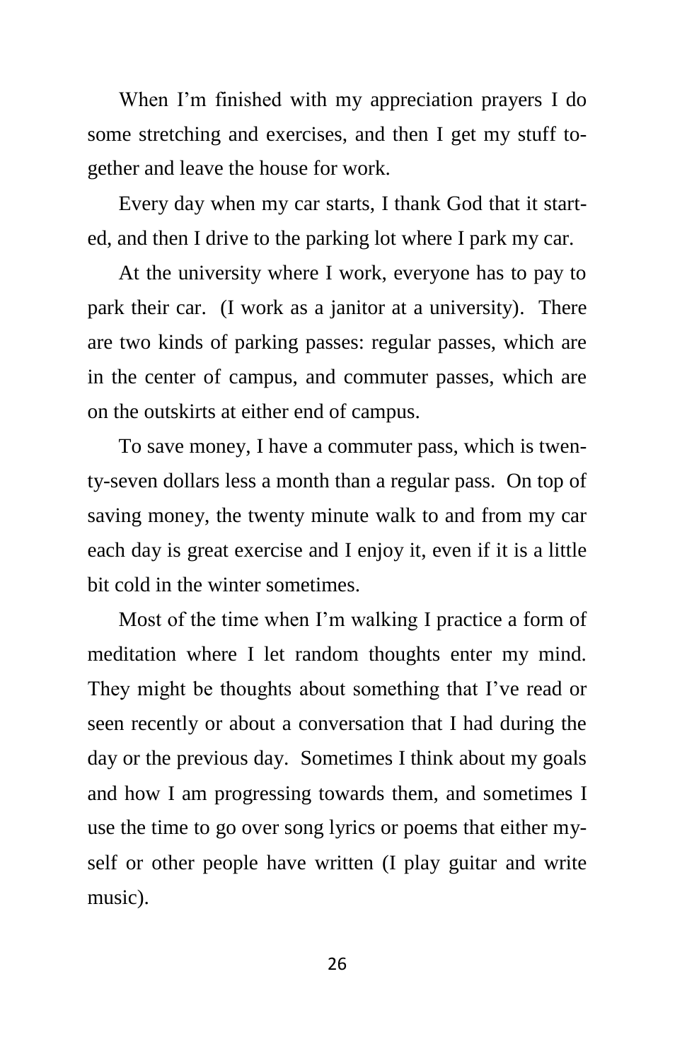When I'm finished with my appreciation prayers I do some stretching and exercises, and then I get my stuff together and leave the house for work.

Every day when my car starts, I thank God that it started, and then I drive to the parking lot where I park my car.

At the university where I work, everyone has to pay to park their car. (I work as a janitor at a university). There are two kinds of parking passes: regular passes, which are in the center of campus, and commuter passes, which are on the outskirts at either end of campus.

To save money, I have a commuter pass, which is twenty-seven dollars less a month than a regular pass. On top of saving money, the twenty minute walk to and from my car each day is great exercise and I enjoy it, even if it is a little bit cold in the winter sometimes.

Most of the time when I'm walking I practice a form of meditation where I let random thoughts enter my mind. They might be thoughts about something that I've read or seen recently or about a conversation that I had during the day or the previous day. Sometimes I think about my goals and how I am progressing towards them, and sometimes I use the time to go over song lyrics or poems that either myself or other people have written (I play guitar and write music).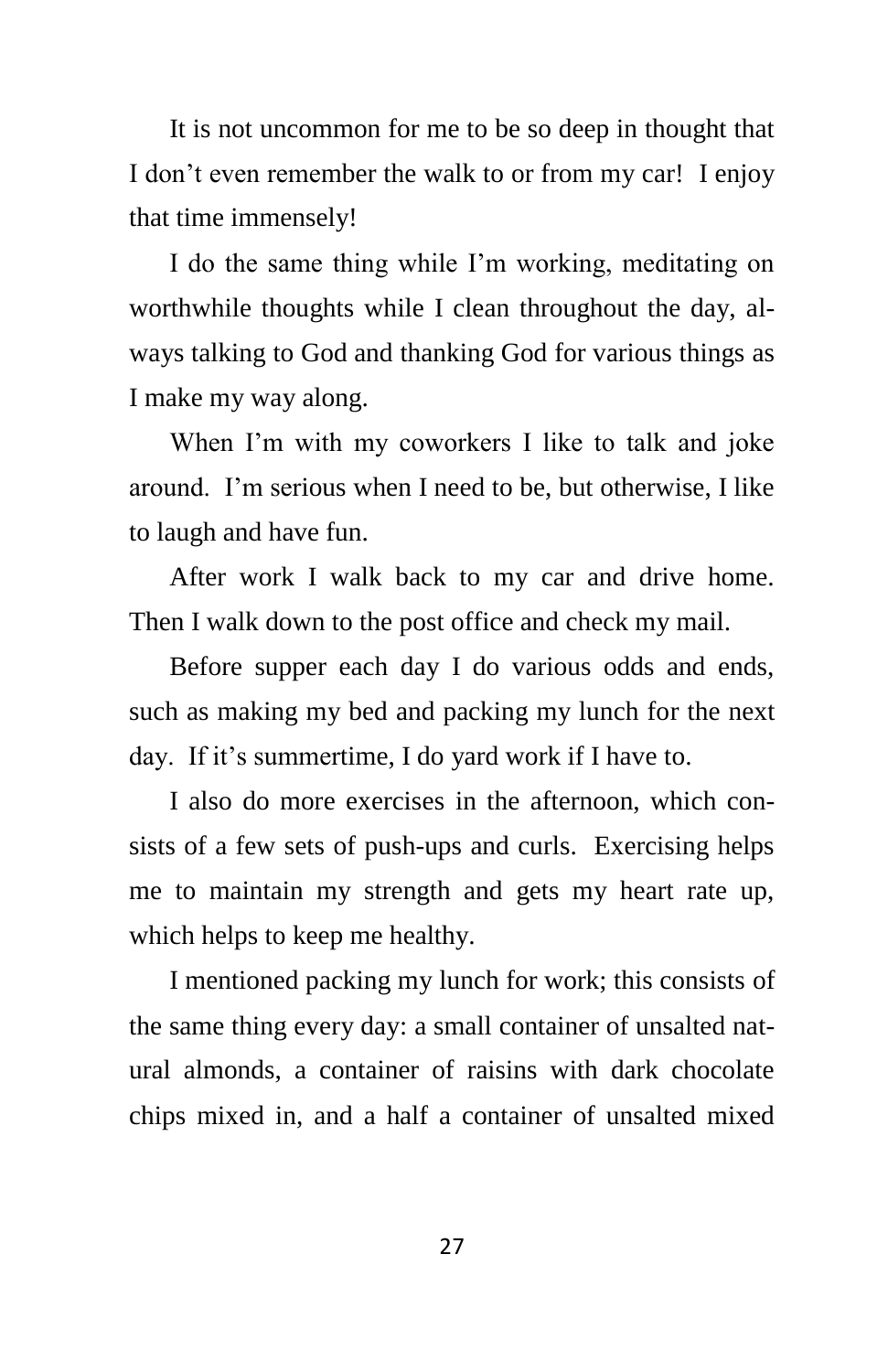It is not uncommon for me to be so deep in thought that I don't even remember the walk to or from my car! I enjoy that time immensely!

I do the same thing while I'm working, meditating on worthwhile thoughts while I clean throughout the day, always talking to God and thanking God for various things as I make my way along.

When I'm with my coworkers I like to talk and joke around. I'm serious when I need to be, but otherwise, I like to laugh and have fun.

After work I walk back to my car and drive home. Then I walk down to the post office and check my mail.

Before supper each day I do various odds and ends, such as making my bed and packing my lunch for the next day. If it's summertime, I do yard work if I have to.

I also do more exercises in the afternoon, which consists of a few sets of push-ups and curls. Exercising helps me to maintain my strength and gets my heart rate up, which helps to keep me healthy.

I mentioned packing my lunch for work; this consists of the same thing every day: a small container of unsalted natural almonds, a container of raisins with dark chocolate chips mixed in, and a half a container of unsalted mixed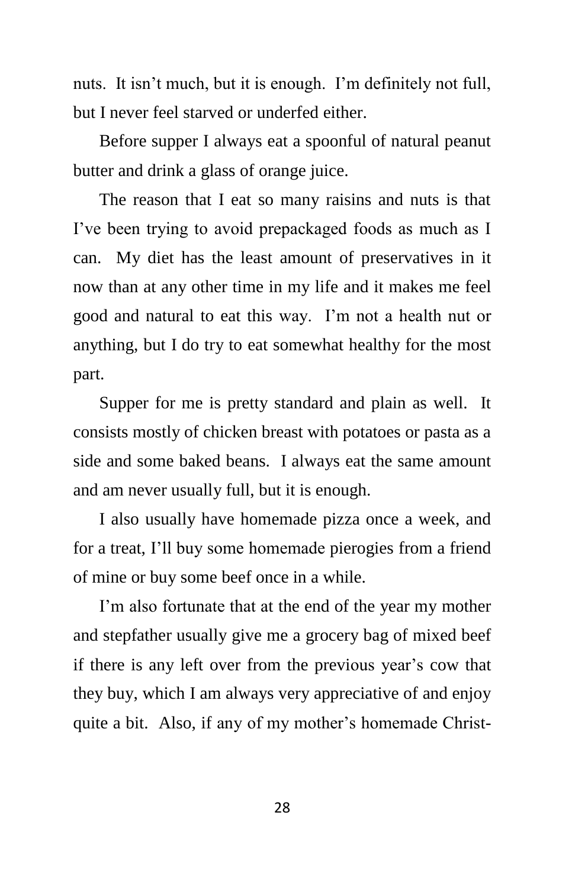nuts. It isn't much, but it is enough. I'm definitely not full, but I never feel starved or underfed either.

Before supper I always eat a spoonful of natural peanut butter and drink a glass of orange juice.

The reason that I eat so many raisins and nuts is that I've been trying to avoid prepackaged foods as much as I can. My diet has the least amount of preservatives in it now than at any other time in my life and it makes me feel good and natural to eat this way. I'm not a health nut or anything, but I do try to eat somewhat healthy for the most part.

Supper for me is pretty standard and plain as well. It consists mostly of chicken breast with potatoes or pasta as a side and some baked beans. I always eat the same amount and am never usually full, but it is enough.

I also usually have homemade pizza once a week, and for a treat, I'll buy some homemade pierogies from a friend of mine or buy some beef once in a while.

I'm also fortunate that at the end of the year my mother and stepfather usually give me a grocery bag of mixed beef if there is any left over from the previous year's cow that they buy, which I am always very appreciative of and enjoy quite a bit. Also, if any of my mother's homemade Christ-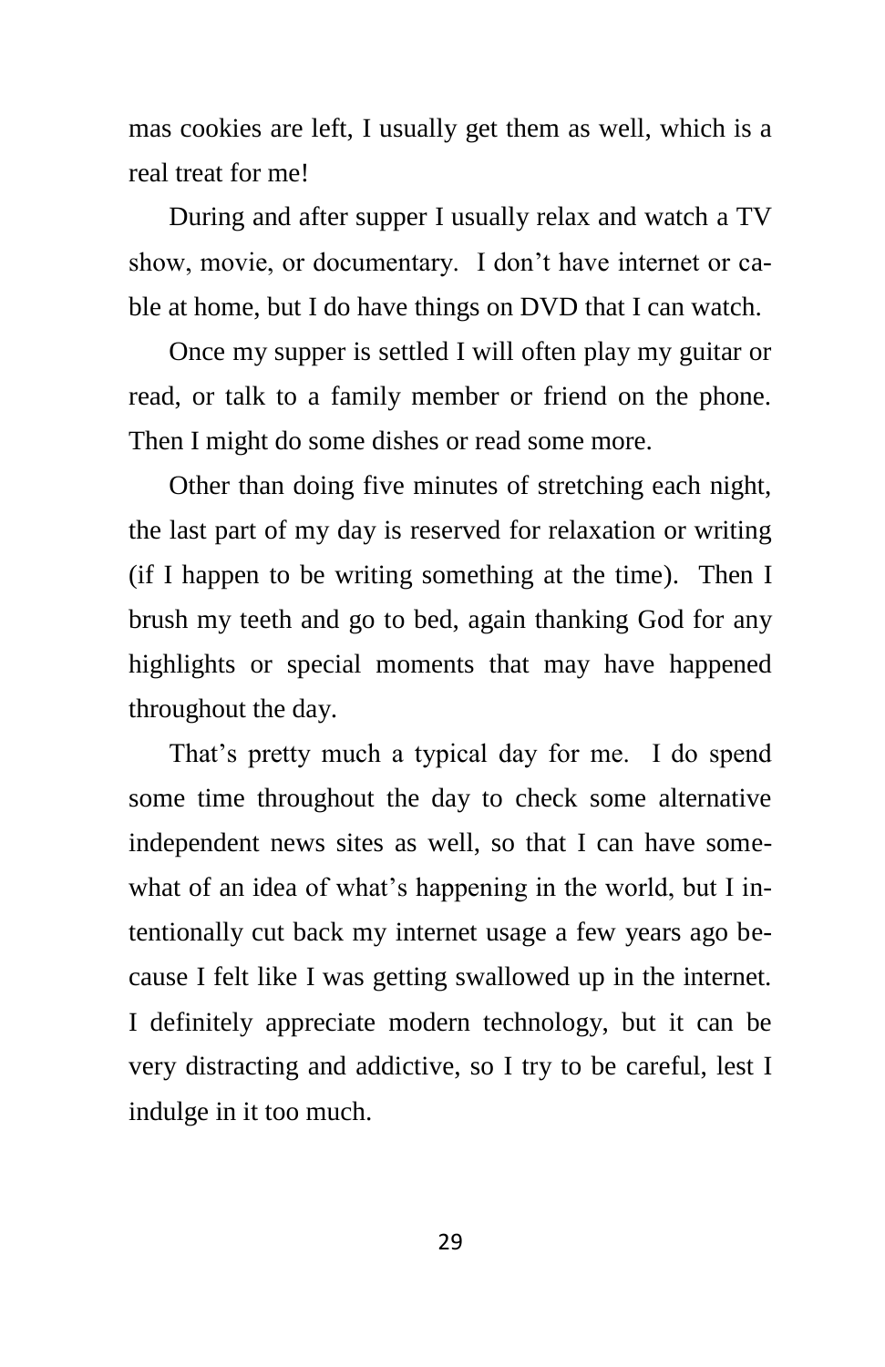mas cookies are left, I usually get them as well, which is a real treat for me!

During and after supper I usually relax and watch a TV show, movie, or documentary. I don't have internet or cable at home, but I do have things on DVD that I can watch.

Once my supper is settled I will often play my guitar or read, or talk to a family member or friend on the phone. Then I might do some dishes or read some more.

Other than doing five minutes of stretching each night, the last part of my day is reserved for relaxation or writing (if I happen to be writing something at the time). Then I brush my teeth and go to bed, again thanking God for any highlights or special moments that may have happened throughout the day.

That's pretty much a typical day for me. I do spend some time throughout the day to check some alternative independent news sites as well, so that I can have somewhat of an idea of what's happening in the world, but I intentionally cut back my internet usage a few years ago because I felt like I was getting swallowed up in the internet. I definitely appreciate modern technology, but it can be very distracting and addictive, so I try to be careful, lest I indulge in it too much.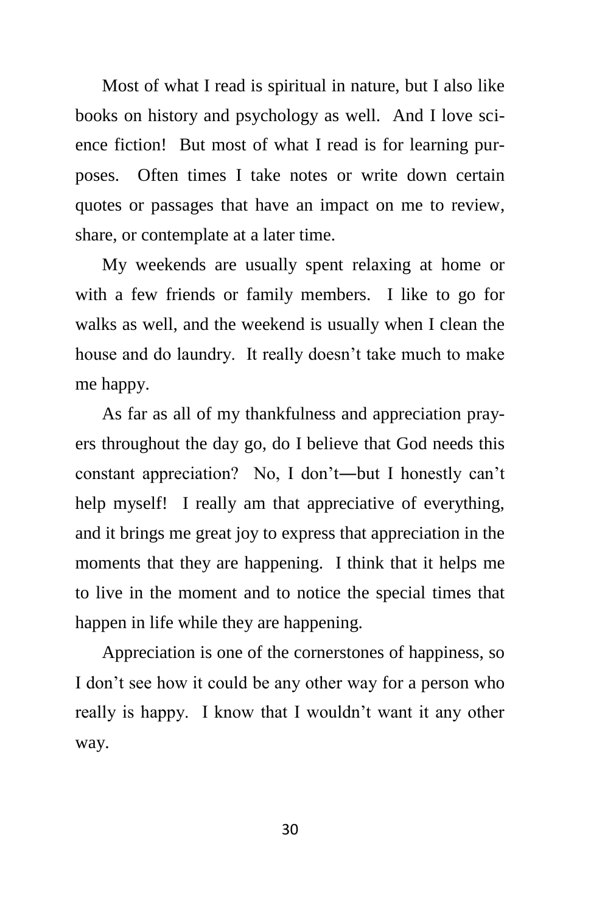Most of what I read is spiritual in nature, but I also like books on history and psychology as well. And I love science fiction! But most of what I read is for learning purposes. Often times I take notes or write down certain quotes or passages that have an impact on me to review, share, or contemplate at a later time.

My weekends are usually spent relaxing at home or with a few friends or family members. I like to go for walks as well, and the weekend is usually when I clean the house and do laundry. It really doesn't take much to make me happy.

As far as all of my thankfulness and appreciation prayers throughout the day go, do I believe that God needs this constant appreciation? No, I don't—but I honestly can't help myself! I really am that appreciative of everything, and it brings me great joy to express that appreciation in the moments that they are happening. I think that it helps me to live in the moment and to notice the special times that happen in life while they are happening.

Appreciation is one of the cornerstones of happiness, so I don't see how it could be any other way for a person who really is happy. I know that I wouldn't want it any other way.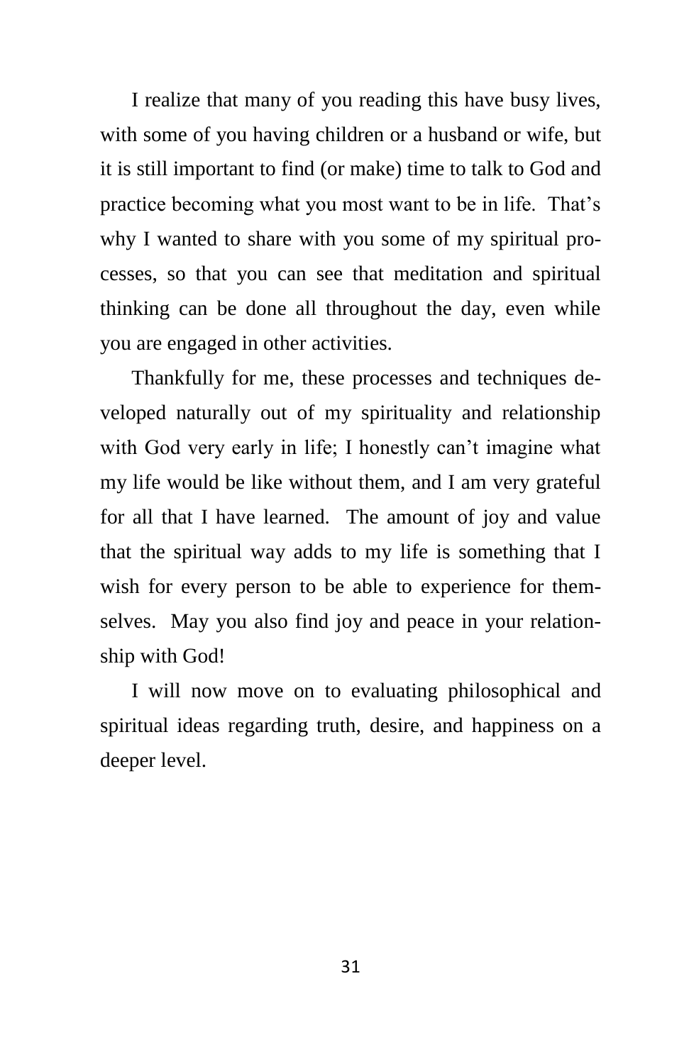I realize that many of you reading this have busy lives, with some of you having children or a husband or wife, but it is still important to find (or make) time to talk to God and practice becoming what you most want to be in life. That's why I wanted to share with you some of my spiritual processes, so that you can see that meditation and spiritual thinking can be done all throughout the day, even while you are engaged in other activities.

Thankfully for me, these processes and techniques developed naturally out of my spirituality and relationship with God very early in life; I honestly can't imagine what my life would be like without them, and I am very grateful for all that I have learned. The amount of joy and value that the spiritual way adds to my life is something that I wish for every person to be able to experience for themselves. May you also find joy and peace in your relationship with God!

I will now move on to evaluating philosophical and spiritual ideas regarding truth, desire, and happiness on a deeper level.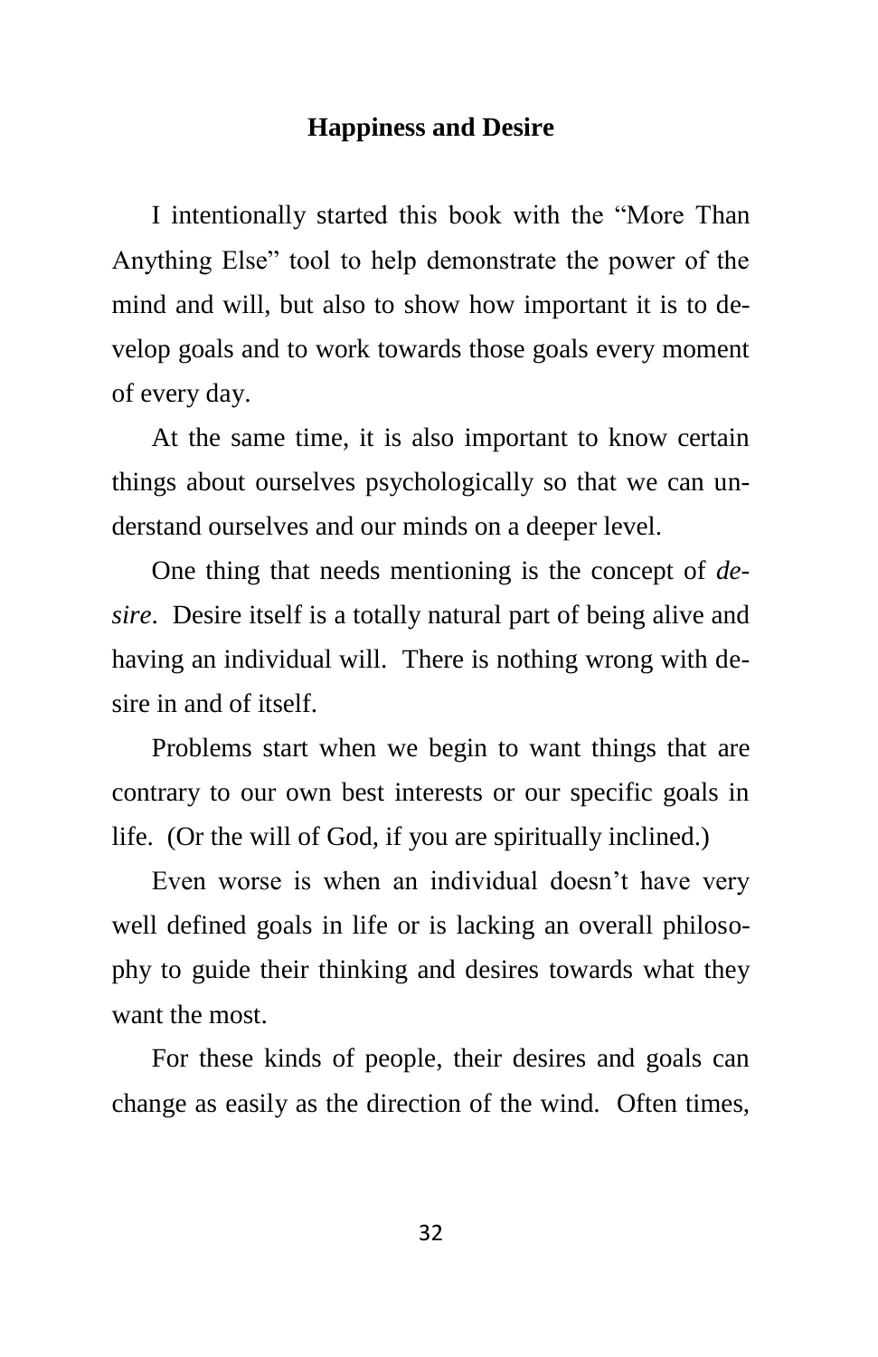## Happiness and Desire

I intentionally started this book with the "More Than Anything Else" tool to help demonstrate the power of the mind and will, but also to show how important it is to develop goals and to work towards those goals every moment of every day.

At the same time, it is also important to know certain things about ourselves psychologically so that we can understand ourselves and our minds on a deeper level.

One thing that needs mentioning is the concept of *desire*. Desire itself is a totally natural part of being alive and having an individual will. There is nothing wrong with desire in and of itself.

Problems start when we begin to want things that are contrary to our own best interests or our specific goals in life. (Or the will of God, if you are spiritually inclined.)

Even worse is when an individual doesn't have very well defined goals in life or is lacking an overall philosophy to guide their thinking and desires towards what they want the most.

For these kinds of people, their desires and goals can change as easily as the direction of the wind. Often times,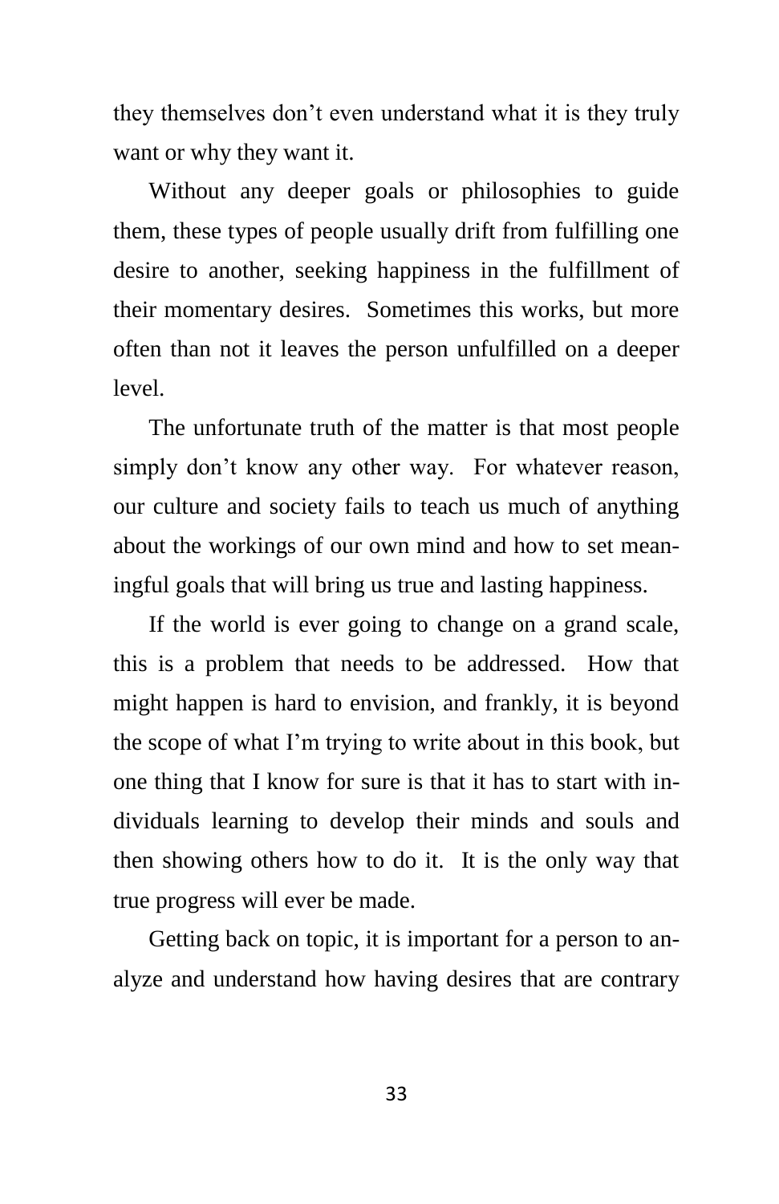they themselves don't even understand what it is they truly want or why they want it.

Without any deeper goals or philosophies to guide them, these types of people usually drift from fulfilling one desire to another, seeking happiness in the fulfillment of their momentary desires. Sometimes this works, but more often than not it leaves the person unfulfilled on a deeper level.

The unfortunate truth of the matter is that most people simply don't know any other way. For whatever reason, our culture and society fails to teach us much of anything about the workings of our own mind and how to set meaningful goals that will bring us true and lasting happiness.

If the world is ever going to change on a grand scale, this is a problem that needs to be addressed. How that might happen is hard to envision, and frankly, it is beyond the scope of what I'm trying to write about in this book, but one thing that I know for sure is that it has to start with individuals learning to develop their minds and souls and then showing others how to do it. It is the only way that true progress will ever be made.

Getting back on topic, it is important for a person to analyze and understand how having desires that are contrary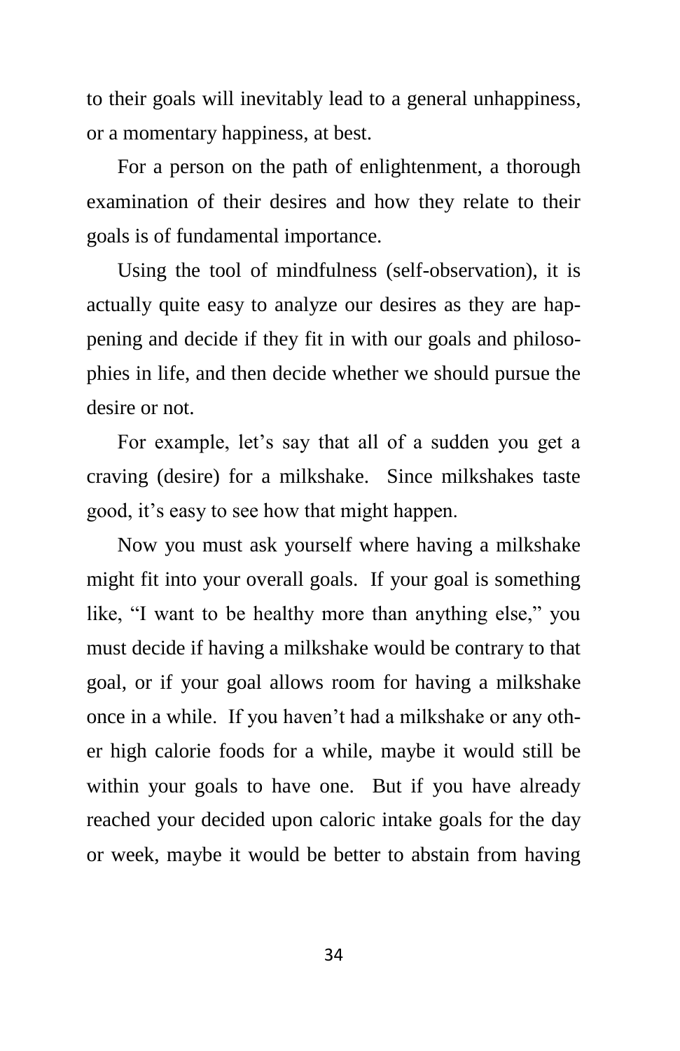to their goals will inevitably lead to a general unhappiness, or a momentary happiness, at best.

For a person on the path of enlightenment, a thorough examination of their desires and how they relate to their goals is of fundamental importance.

Using the tool of mindfulness (self-observation), it is actually quite easy to analyze our desires as they are happening and decide if they fit in with our goals and philosophies in life, and then decide whether we should pursue the desire or not.

For example, let's say that all of a sudden you get a craving (desire) for a milkshake. Since milkshakes taste good, it's easy to see how that might happen.

Now you must ask yourself where having a milkshake might fit into your overall goals. If your goal is something like, "I want to be healthy more than anything else," you must decide if having a milkshake would be contrary to that goal, or if your goal allows room for having a milkshake once in a while. If you haven't had a milkshake or any other high calorie foods for a while, maybe it would still be within your goals to have one. But if you have already reached your decided upon caloric intake goals for the day or week, maybe it would be better to abstain from having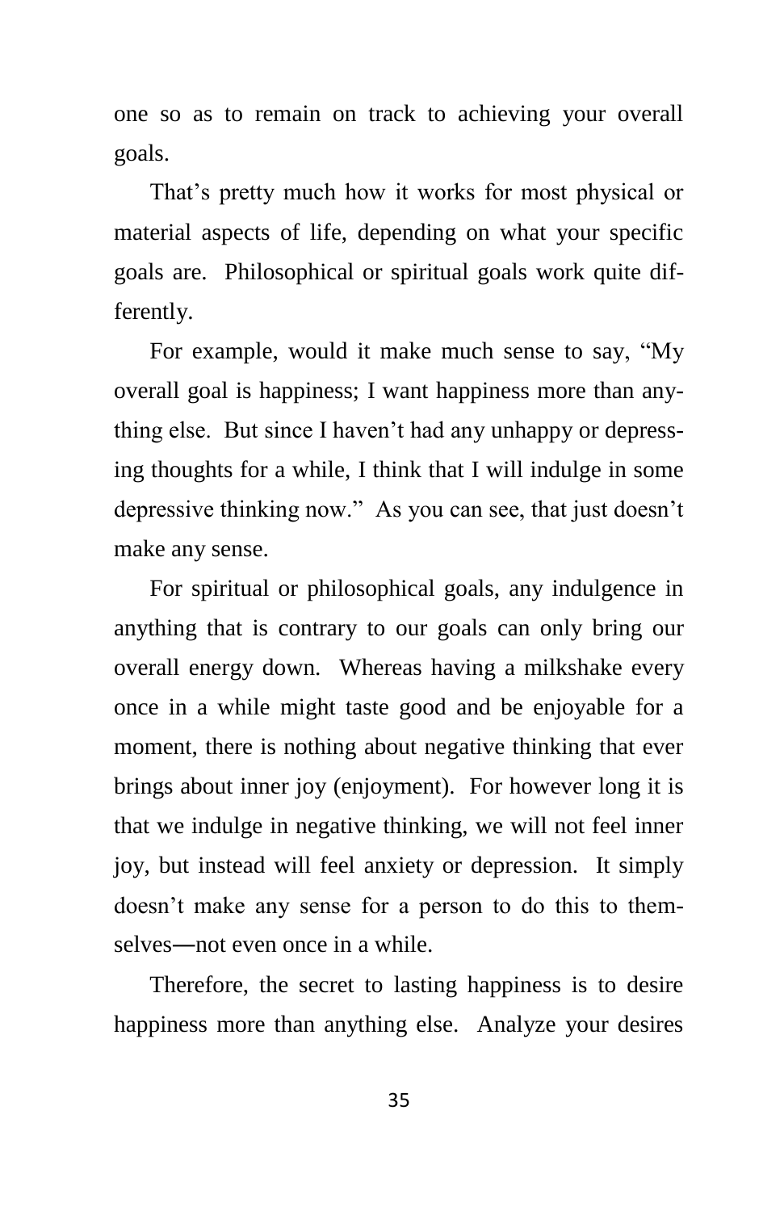one so as to remain on track to achieving your overall goals.

That's pretty much how it works for most physical or material aspects of life, depending on what your specific goals are. Philosophical or spiritual goals work quite differently.

For example, would it make much sense to say, "My overall goal is happiness; I want happiness more than anything else. But since I haven't had any unhappy or depressing thoughts for a while, I think that I will indulge in some depressive thinking now." As you can see, that just doesn't make any sense.

For spiritual or philosophical goals, any indulgence in anything that is contrary to our goals can only bring our overall energy down. Whereas having a milkshake every once in a while might taste good and be enjoyable for a moment, there is nothing about negative thinking that ever brings about inner joy (enjoyment). For however long it is that we indulge in negative thinking, we will not feel inner joy, but instead will feel anxiety or depression. It simply doesn't make any sense for a person to do this to themselves—not even once in a while.

Therefore, the secret to lasting happiness is to desire happiness more than anything else. Analyze your desires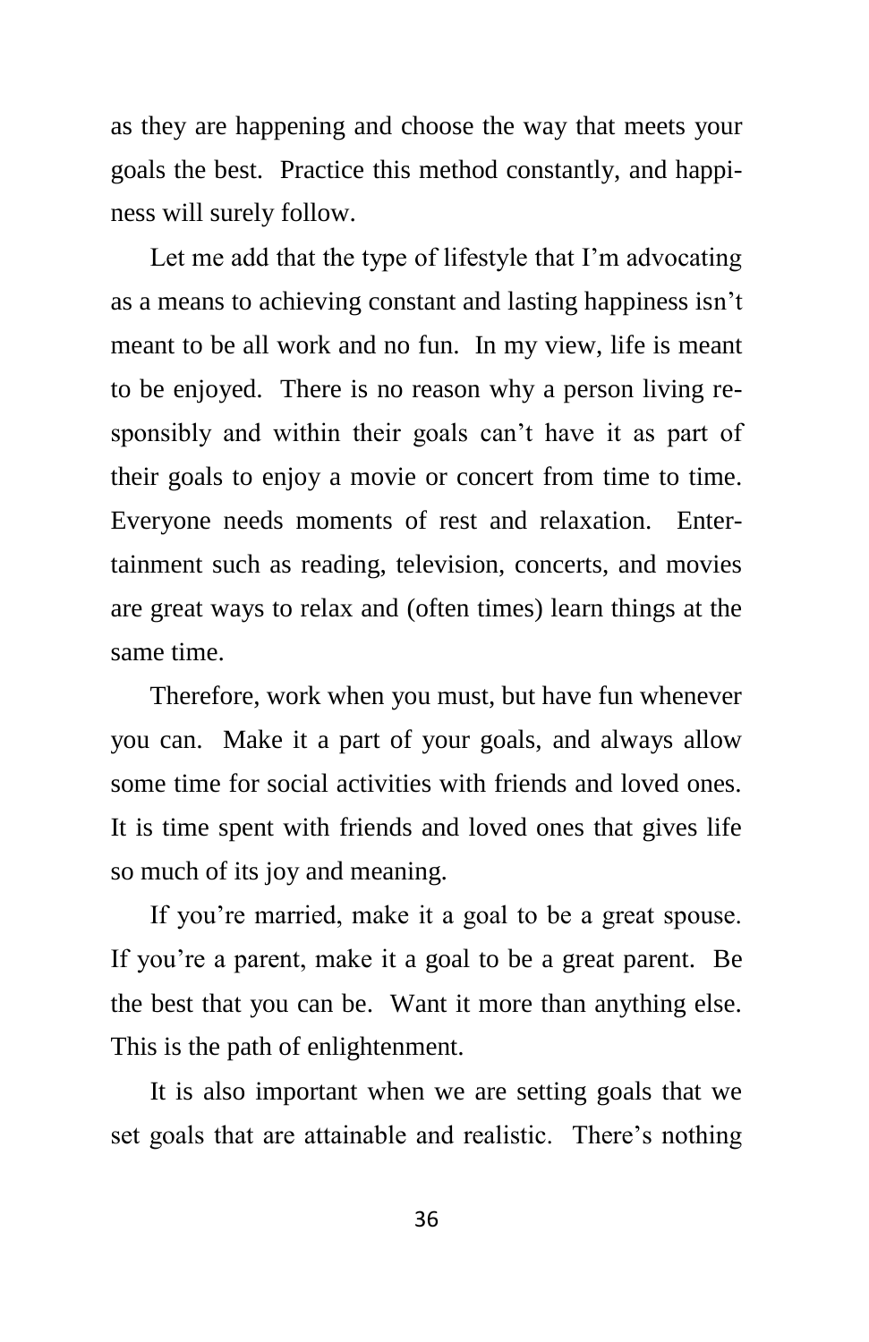as they are happening and choose the way that meets your goals the best. Practice this method constantly, and happiness will surely follow.

Let me add that the type of lifestyle that I'm advocating as a means to achieving constant and lasting happiness isn't meant to be all work and no fun. In my view, life is meant to be enjoyed. There is no reason why a person living responsibly and within their goals can't have it as part of their goals to enjoy a movie or concert from time to time. Everyone needs moments of rest and relaxation. Entertainment such as reading, television, concerts, and movies are great ways to relax and (often times) learn things at the same time.

Therefore, work when you must, but have fun whenever you can. Make it a part of your goals, and always allow some time for social activities with friends and loved ones. It is time spent with friends and loved ones that gives life so much of its joy and meaning.

If you're married, make it a goal to be a great spouse. If you're a parent, make it a goal to be a great parent. Be the best that you can be. Want it more than anything else. This is the path of enlightenment.

It is also important when we are setting goals that we set goals that are attainable and realistic. There's nothing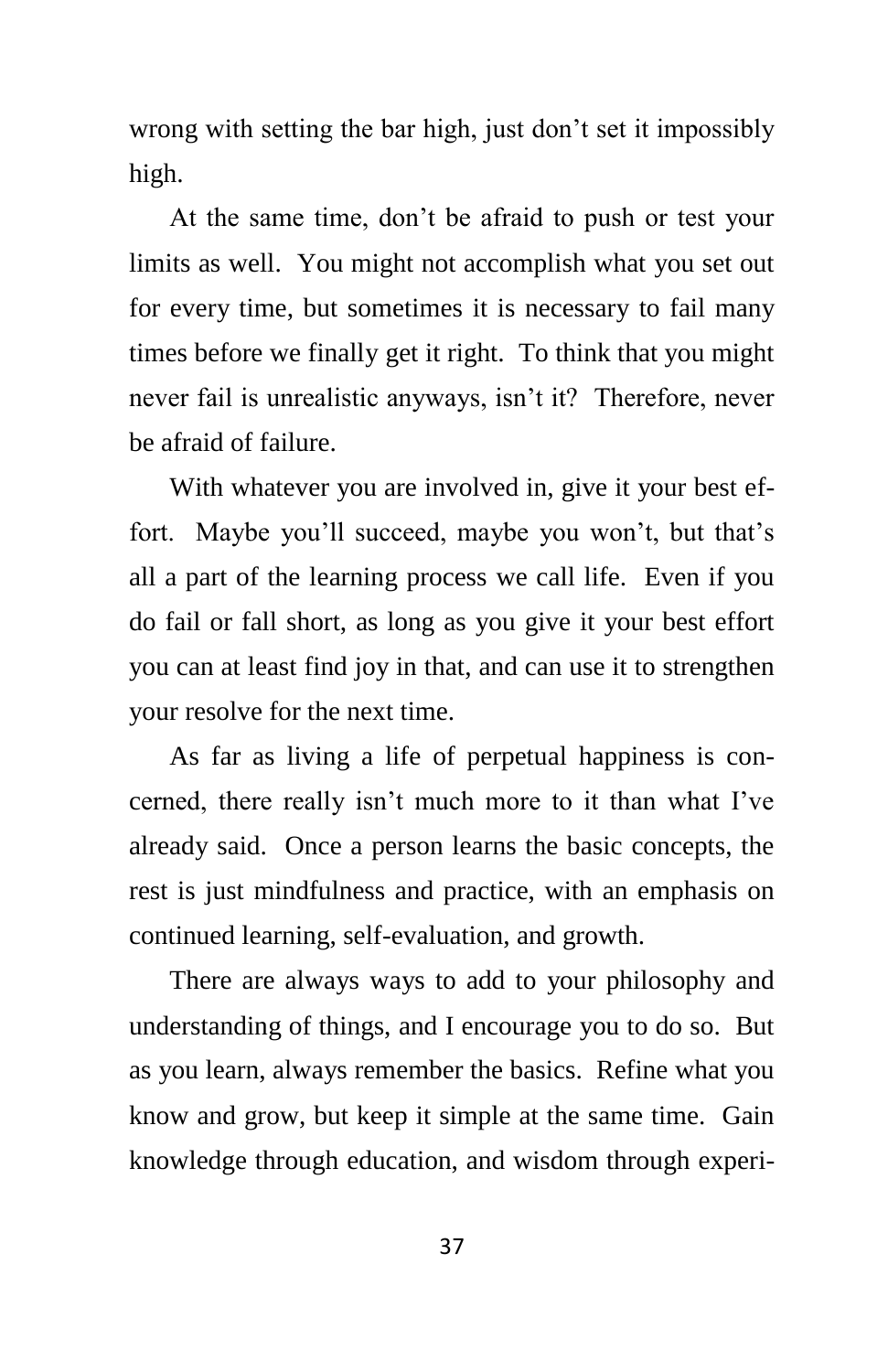wrong with setting the bar high, just don't set it impossibly high.

At the same time, don't be afraid to push or test your limits as well. You might not accomplish what you set out for every time, but sometimes it is necessary to fail many times before we finally get it right. To think that you might never fail is unrealistic anyways, isn't it? Therefore, never be afraid of failure.

With whatever you are involved in, give it your best effort. Maybe you'll succeed, maybe you won't, but that's all a part of the learning process we call life. Even if you do fail or fall short, as long as you give it your best effort you can at least find joy in that, and can use it to strengthen your resolve for the next time.

As far as living a life of perpetual happiness is concerned, there really isn't much more to it than what I've already said. Once a person learns the basic concepts, the rest is just mindfulness and practice, with an emphasis on continued learning, self-evaluation, and growth.

There are always ways to add to your philosophy and understanding of things, and I encourage you to do so. But as you learn, always remember the basics. Refine what you know and grow, but keep it simple at the same time. Gain knowledge through education, and wisdom through experi-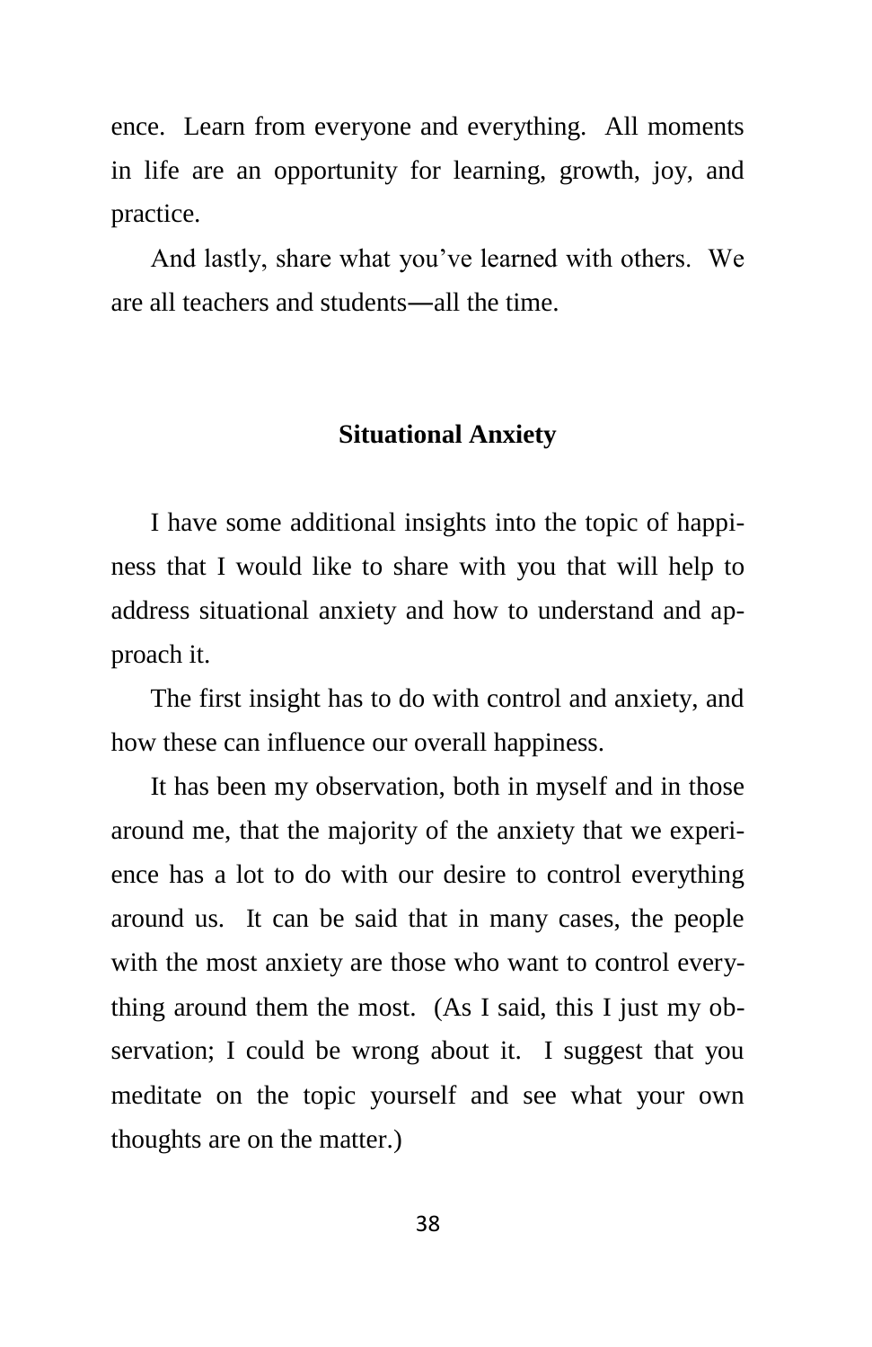ence. Learn from everyone and everything. All moments in life are an opportunity for learning, growth, joy, and practice.

And lastly, share what you've learned with others. We are all teachers and students—all the time.

## Situational Anxiety

I have some additional insights into the topic of happiness that I would like to share with you that will help to address situational anxiety and how to understand and approach it.

The first insight has to do with control and anxiety, and how these can influence our overall happiness.

It has been my observation, both in myself and in those around me, that the majority of the anxiety that we experience has a lot to do with our desire to control everything around us. It can be said that in many cases, the people with the most anxiety are those who want to control everything around them the most. (As I said, this I just my observation; I could be wrong about it. I suggest that you meditate on the topic yourself and see what your own thoughts are on the matter.)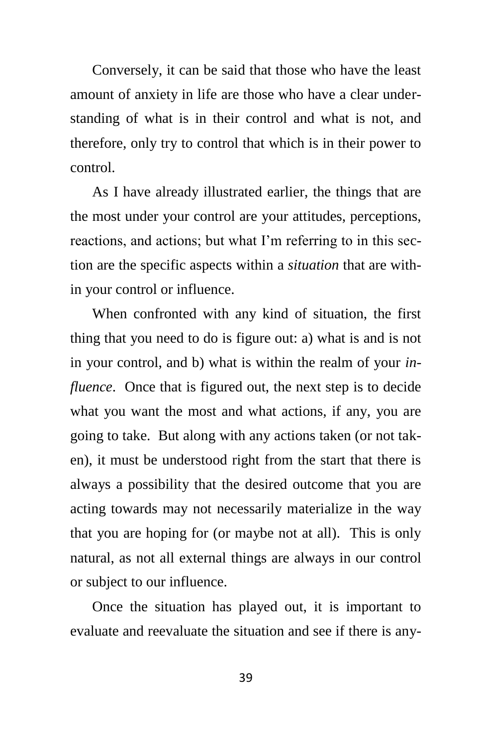Conversely, it can be said that those who have the least amount of anxiety in life are those who have a clear understanding of what is in their control and what is not, and therefore, only try to control that which is in their power to control.

As I have already illustrated earlier, the things that are the most under your control are your attitudes, perceptions, reactions, and actions; but what I'm referring to in this section are the specific aspects within a *situation* that are within your control or influence.

When confronted with any kind of situation, the first thing that you need to do is figure out: a) what is and is not in your control, and b) what is within the realm of your *influence*. Once that is figured out, the next step is to decide what you want the most and what actions, if any, you are going to take. But along with any actions taken (or not taken), it must be understood right from the start that there is always a possibility that the desired outcome that you are acting towards may not necessarily materialize in the way that you are hoping for (or maybe not at all). This is only natural, as not all external things are always in our control or subject to our influence.

Once the situation has played out, it is important to evaluate and reevaluate the situation and see if there is any-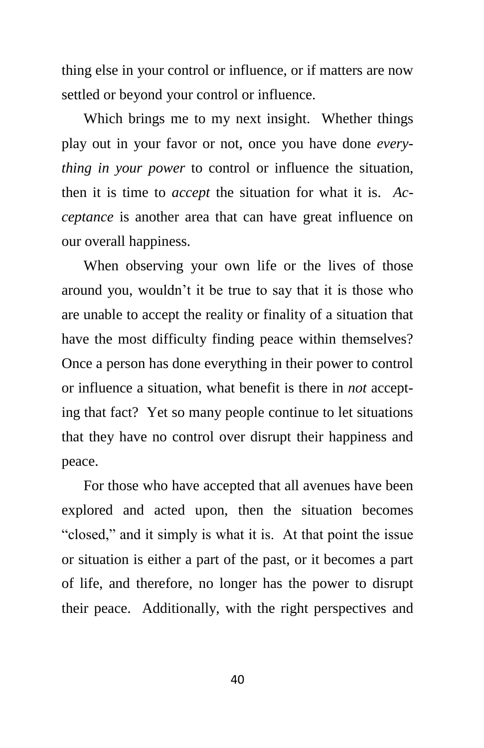thing else in your control or influence, or if matters are now settled or beyond your control or influence.

Which brings me to my next insight. Whether things play out in your favor or not, once you have done *everything in your power* to control or influence the situation, then it is time to *accept* the situation for what it is. *Acceptance* is another area that can have great influence on our overall happiness.

When observing your own life or the lives of those around you, wouldn't it be true to say that it is those who are unable to accept the reality or finality of a situation that have the most difficulty finding peace within themselves? Once a person has done everything in their power to control or influence a situation, what benefit is there in *not* accepting that fact? Yet so many people continue to let situations that they have no control over disrupt their happiness and peace.

For those who have accepted that all avenues have been explored and acted upon, then the situation becomes "closed," and it simply is what it is. At that point the issue or situation is either a part of the past, or it becomes a part of life, and therefore, no longer has the power to disrupt their peace. Additionally, with the right perspectives and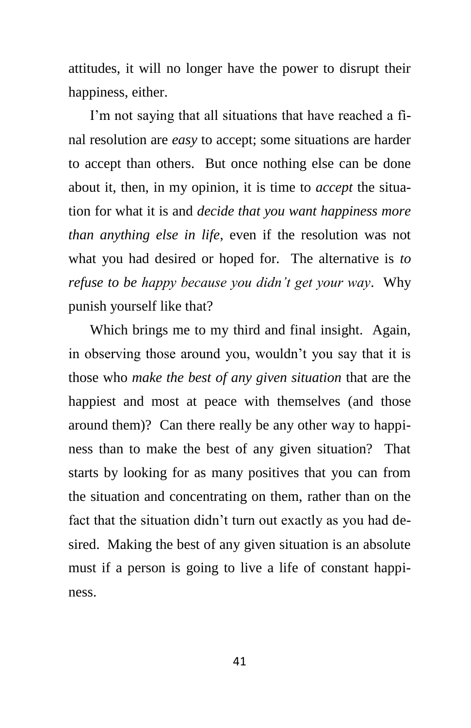attitudes, it will no longer have the power to disrupt their happiness, either.

I'm not saying that all situations that have reached a final resolution are *easy* to accept; some situations are harder to accept than others. But once nothing else can be done about it, then, in my opinion, it is time to *accept* the situation for what it is and *decide that you want happiness more than anything else in life*, even if the resolution was not what you had desired or hoped for. The alternative is *to refuse to be happy because you didn't get your way*. Why punish yourself like that?

Which brings me to my third and final insight. Again, in observing those around you, wouldn't you say that it is those who *make the best of any given situation* that are the happiest and most at peace with themselves (and those around them)? Can there really be any other way to happiness than to make the best of any given situation? That starts by looking for as many positives that you can from the situation and concentrating on them, rather than on the fact that the situation didn't turn out exactly as you had desired. Making the best of any given situation is an absolute must if a person is going to live a life of constant happiness.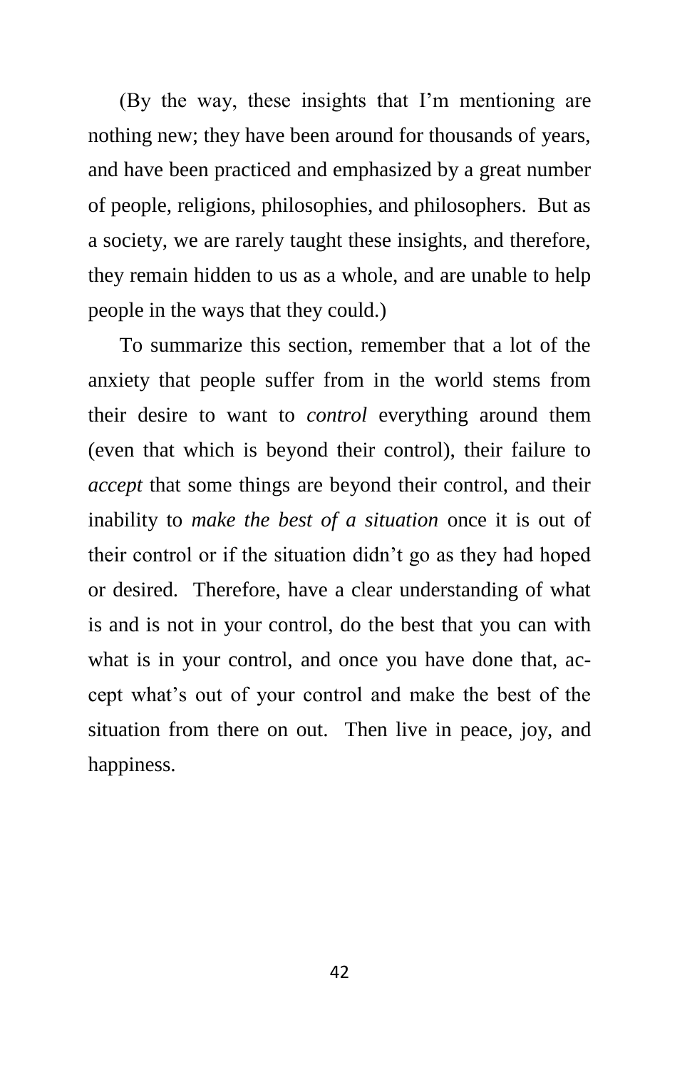(By the way, these insights that I'm mentioning are nothing new; they have been around for thousands of years, and have been practiced and emphasized by a great number of people, religions, philosophies, and philosophers. But as a society, we are rarely taught these insights, and therefore, they remain hidden to us as a whole, and are unable to help people in the ways that they could.)

To summarize this section, remember that a lot of the anxiety that people suffer from in the world stems from their desire to want to *control* everything around them (even that which is beyond their control), their failure to *accept* that some things are beyond their control, and their inability to *make the best of a situation* once it is out of their control or if the situation didn't go as they had hoped or desired. Therefore, have a clear understanding of what is and is not in your control, do the best that you can with what is in your control, and once you have done that, accept what's out of your control and make the best of the situation from there on out. Then live in peace, joy, and happiness.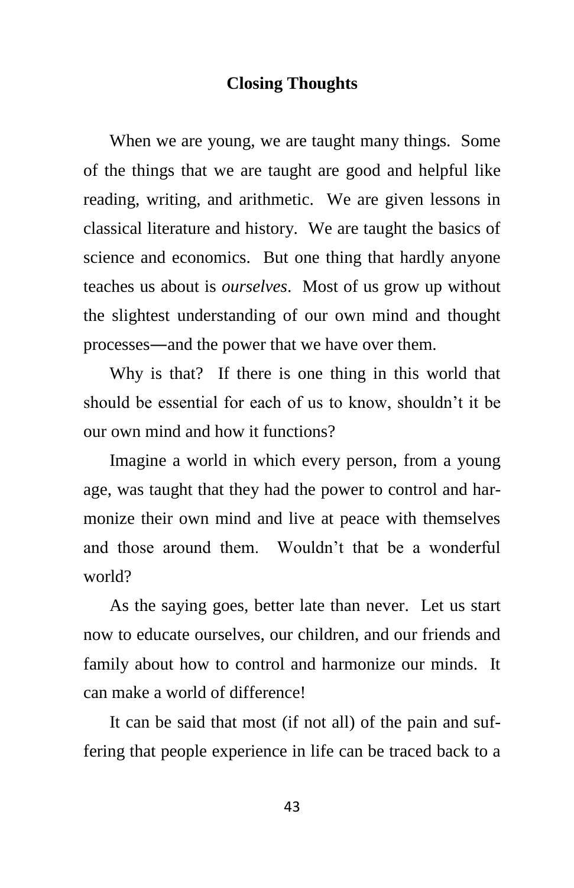## Closing Thoughts

When we are young, we are taught many things. Some of the things that we are taught are good and helpful like reading, writing, and arithmetic. We are given lessons in classical literature and history. We are taught the basics of science and economics. But one thing that hardly anyone teaches us about is *ourselves*. Most of us grow up without the slightest understanding of our own mind and thought processes—and the power that we have over them.

Why is that? If there is one thing in this world that should be essential for each of us to know, shouldn't it be our own mind and how it functions?

Imagine a world in which every person, from a young age, was taught that they had the power to control and harmonize their own mind and live at peace with themselves and those around them. Wouldn't that be a wonderful world?

As the saying goes, better late than never. Let us start now to educate ourselves, our children, and our friends and family about how to control and harmonize our minds. It can make a world of difference!

It can be said that most (if not all) of the pain and suffering that people experience in life can be traced back to a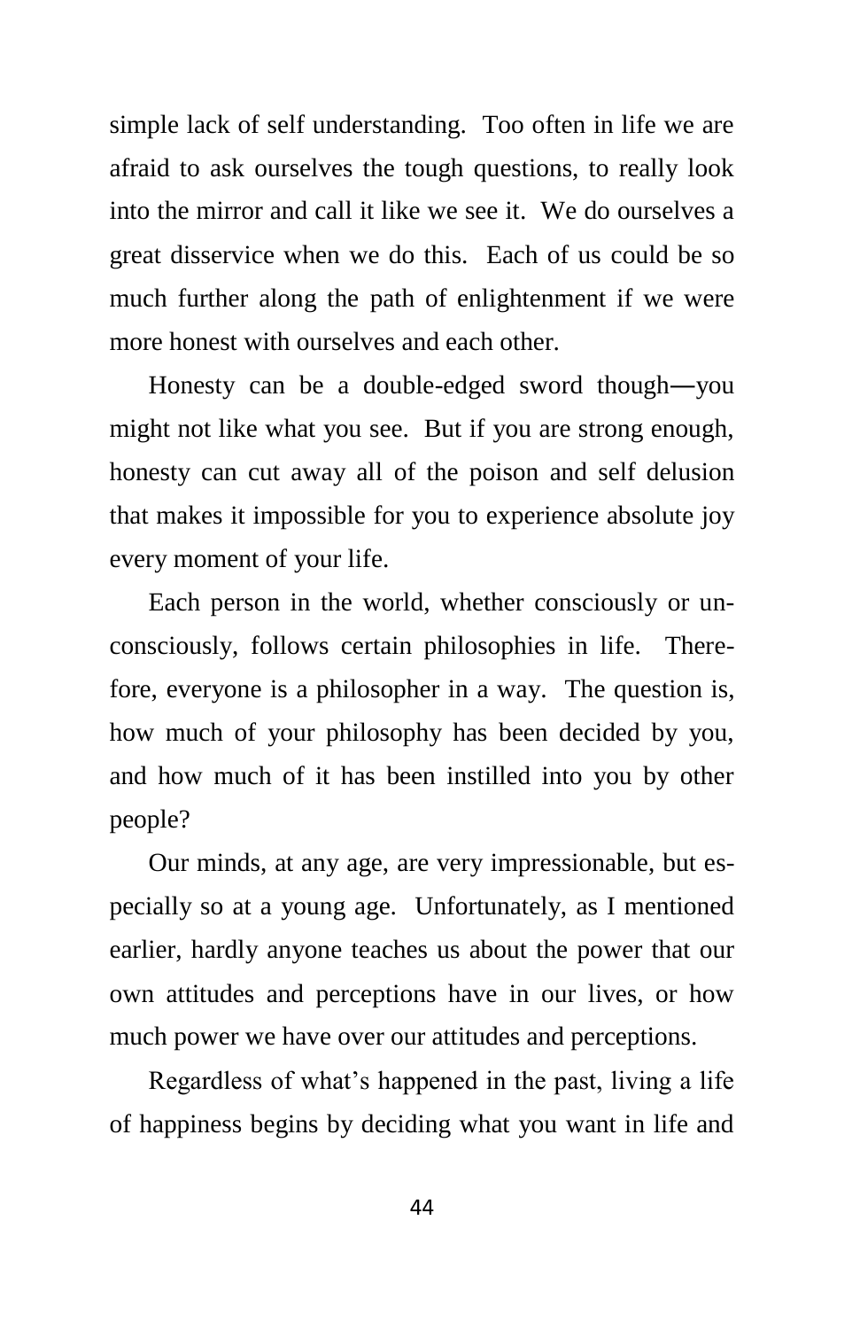simple lack of self understanding. Too often in life we are afraid to ask ourselves the tough questions, to really look into the mirror and call it like we see it. We do ourselves a great disservice when we do this. Each of us could be so much further along the path of enlightenment if we were more honest with ourselves and each other.

Honesty can be a double-edged sword though—you might not like what you see. But if you are strong enough, honesty can cut away all of the poison and self delusion that makes it impossible for you to experience absolute joy every moment of your life.

Each person in the world, whether consciously or unconsciously, follows certain philosophies in life. Therefore, everyone is a philosopher in a way. The question is, how much of your philosophy has been decided by you, and how much of it has been instilled into you by other people?

Our minds, at any age, are very impressionable, but especially so at a young age. Unfortunately, as I mentioned earlier, hardly anyone teaches us about the power that our own attitudes and perceptions have in our lives, or how much power we have over our attitudes and perceptions.

Regardless of what's happened in the past, living a life of happiness begins by deciding what you want in life and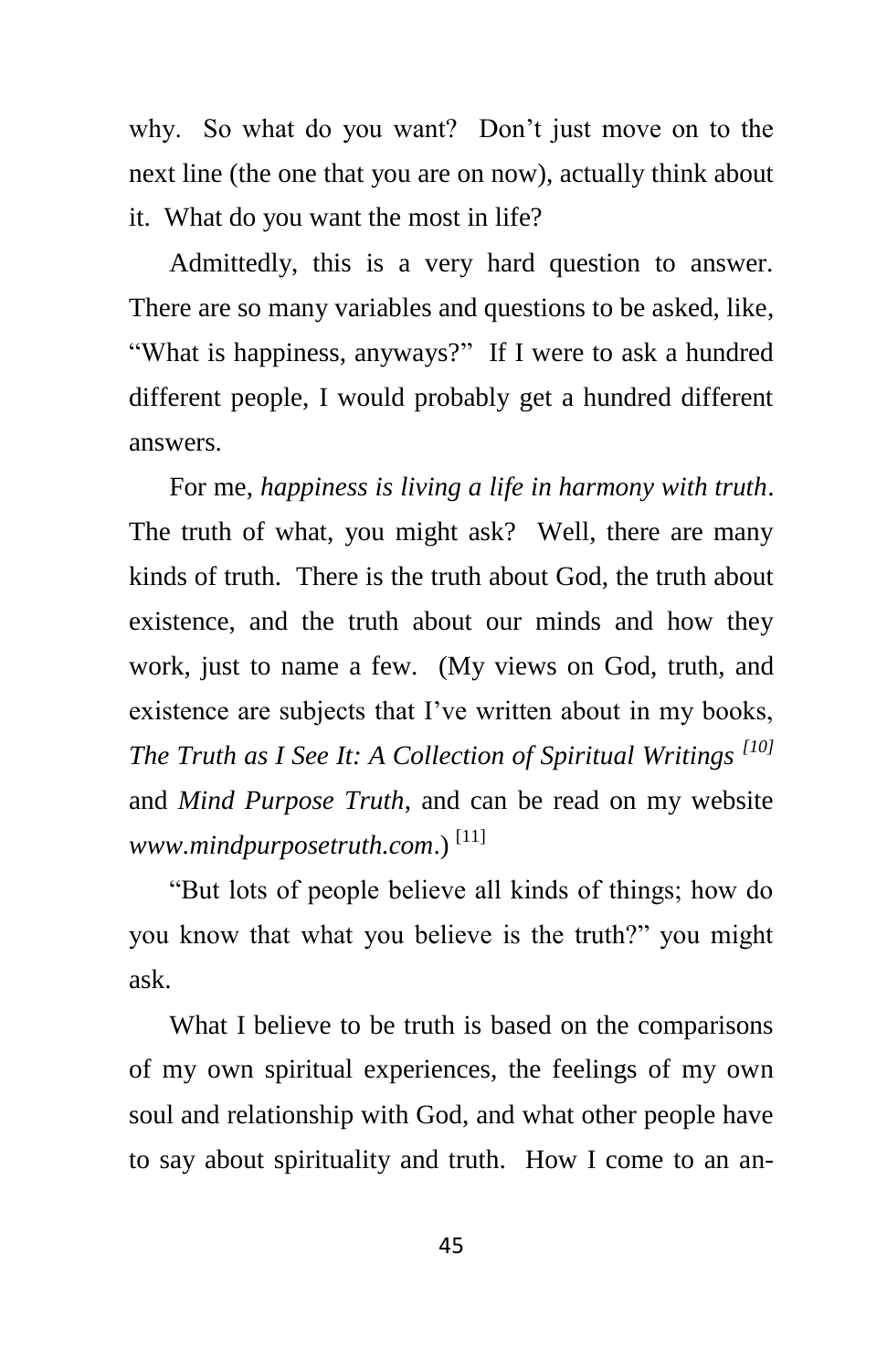why. So what do you want? Don't just move on to the next line (the one that you are on now), actually think about it. What do you want the most in life?

Admittedly, this is a very hard question to answer. There are so many variables and questions to be asked, like, "What is happiness, anyways?" If I were to ask a hundred different people, I would probably get a hundred different answers.

For me, *happiness is living a life in harmony with truth*. The truth of what, you might ask? Well, there are many kinds of truth. There is the truth about God, the truth about existence, and the truth about our minds and how they work, just to name a few. (My views on God, truth, and existence are subjects that I've written about in my books, *The Truth as I See It: A Collection of Spiritual Writings* *[10]* and *Mind Purpose Truth*, and can be read on my website *www.mindpurposetruth.com*.) [11]

"But lots of people believe all kinds of things; how do you know that what you believe is the truth?" you might ask.

What I believe to be truth is based on the comparisons of my own spiritual experiences, the feelings of my own soul and relationship with God, and what other people have to say about spirituality and truth. How I come to an an-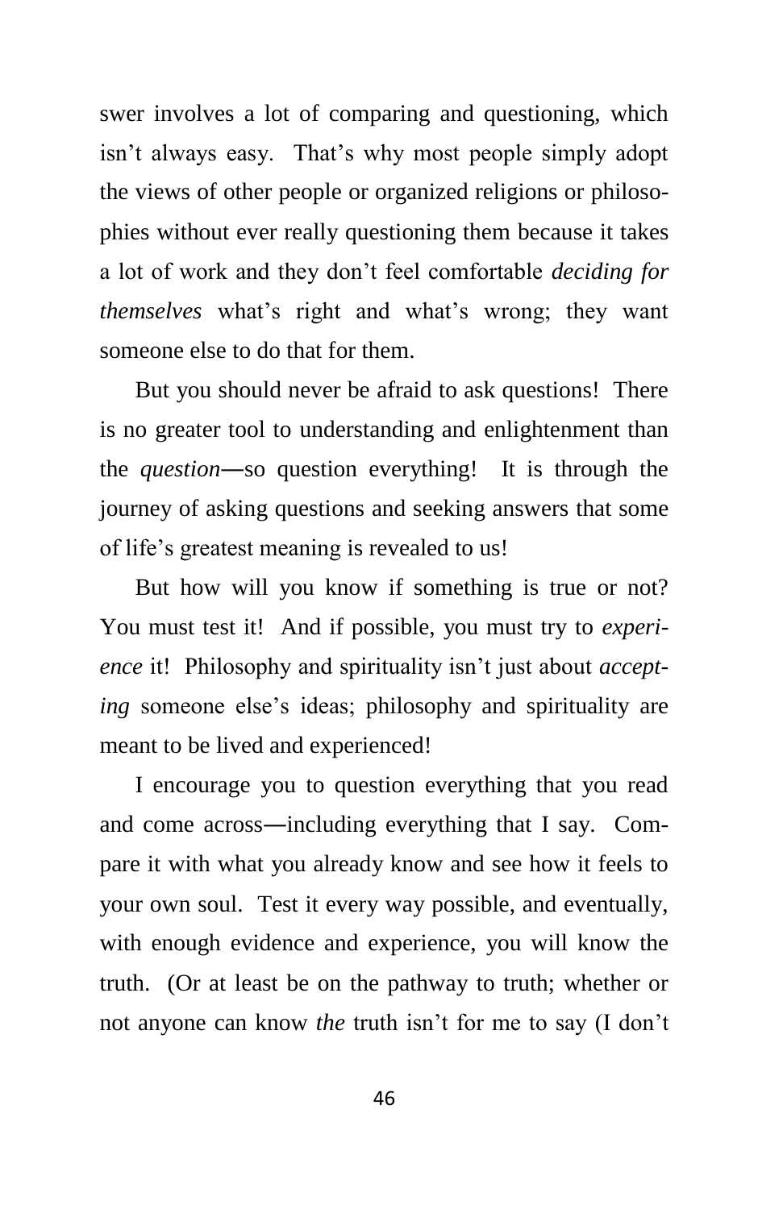swer involves a lot of comparing and questioning, which isn't always easy. That's why most people simply adopt the views of other people or organized religions or philosophies without ever really questioning them because it takes a lot of work and they don't feel comfortable *deciding for themselves* what's right and what's wrong; they want someone else to do that for them.

But you should never be afraid to ask questions! There is no greater tool to understanding and enlightenment than the *question*—so question everything! It is through the journey of asking questions and seeking answers that some of life's greatest meaning is revealed to us!

But how will you know if something is true or not? You must test it! And if possible, you must try to *experience* it! Philosophy and spirituality isn't just about *accepting* someone else's ideas; philosophy and spirituality are meant to be lived and experienced!

I encourage you to question everything that you read and come across—including everything that I say. Compare it with what you already know and see how it feels to your own soul. Test it every way possible, and eventually, with enough evidence and experience, you will know the truth. (Or at least be on the pathway to truth; whether or not anyone can know *the* truth isn't for me to say (I don't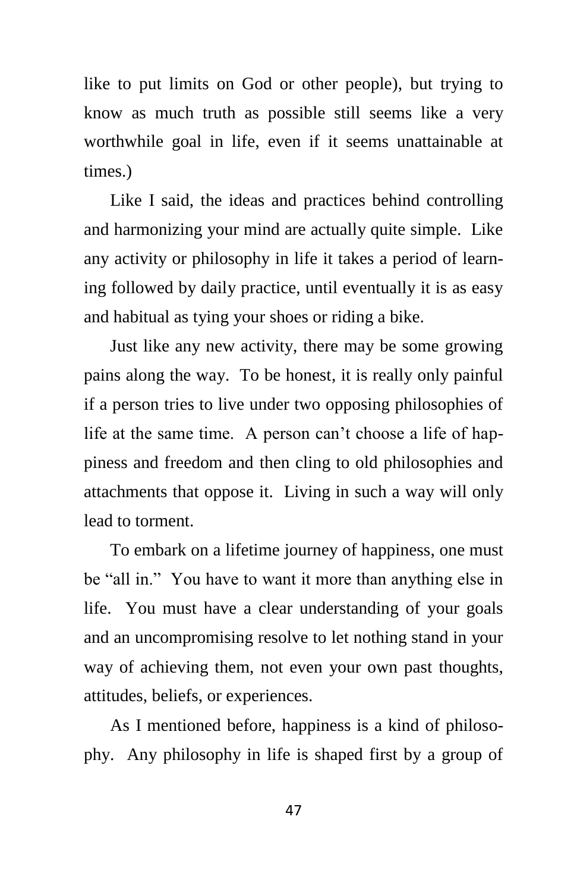like to put limits on God or other people), but trying to know as much truth as possible still seems like a very worthwhile goal in life, even if it seems unattainable at times.)

Like I said, the ideas and practices behind controlling and harmonizing your mind are actually quite simple. Like any activity or philosophy in life it takes a period of learning followed by daily practice, until eventually it is as easy and habitual as tying your shoes or riding a bike.

Just like any new activity, there may be some growing pains along the way. To be honest, it is really only painful if a person tries to live under two opposing philosophies of life at the same time. A person can't choose a life of happiness and freedom and then cling to old philosophies and attachments that oppose it. Living in such a way will only lead to torment.

To embark on a lifetime journey of happiness, one must be "all in." You have to want it more than anything else in life. You must have a clear understanding of your goals and an uncompromising resolve to let nothing stand in your way of achieving them, not even your own past thoughts, attitudes, beliefs, or experiences.

As I mentioned before, happiness is a kind of philosophy. Any philosophy in life is shaped first by a group of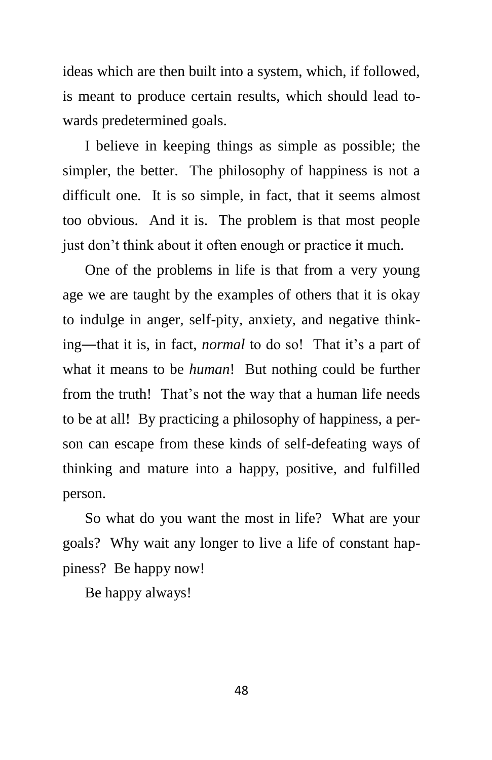ideas which are then built into a system, which, if followed, is meant to produce certain results, which should lead towards predetermined goals.

I believe in keeping things as simple as possible; the simpler, the better. The philosophy of happiness is not a difficult one. It is so simple, in fact, that it seems almost too obvious. And it is. The problem is that most people just don't think about it often enough or practice it much.

One of the problems in life is that from a very young age we are taught by the examples of others that it is okay to indulge in anger, self-pity, anxiety, and negative thinking—that it is, in fact, *normal* to do so! That it's a part of what it means to be *human*! But nothing could be further from the truth! That's not the way that a human life needs to be at all! By practicing a philosophy of happiness, a person can escape from these kinds of self-defeating ways of thinking and mature into a happy, positive, and fulfilled person.

So what do you want the most in life? What are your goals? Why wait any longer to live a life of constant happiness? Be happy now!

Be happy always!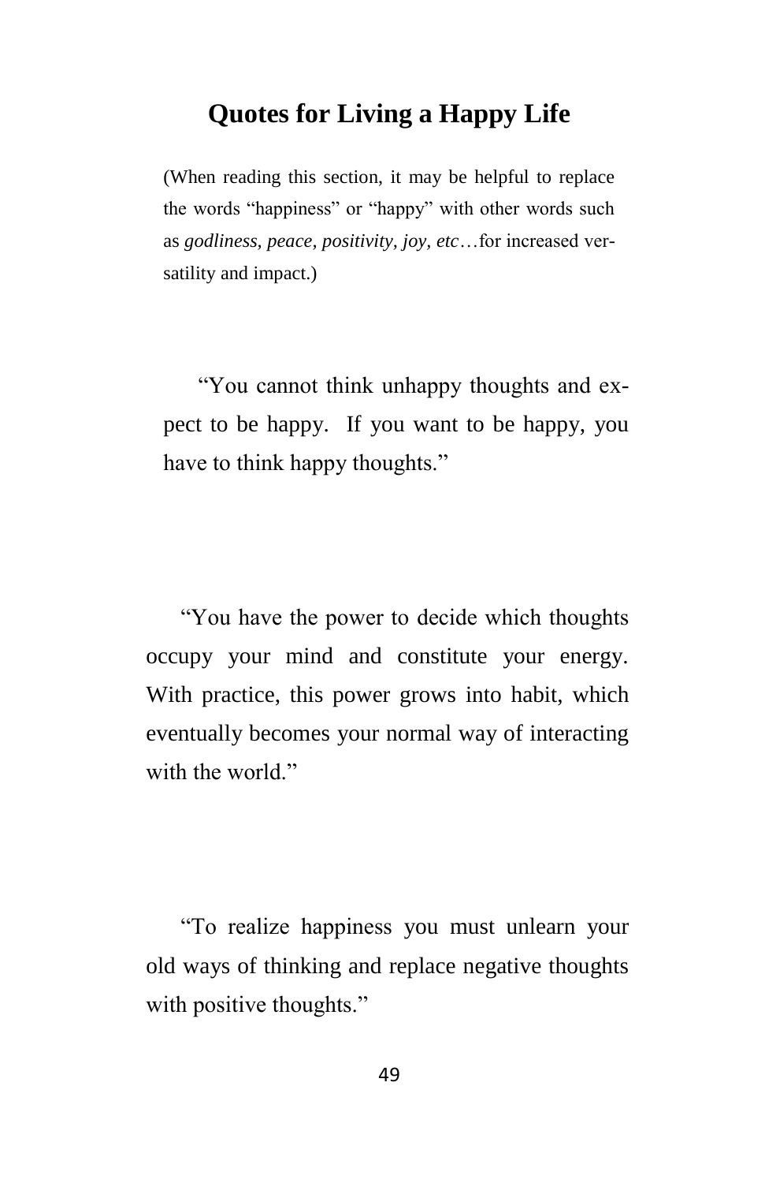## Quotes for Living a Happy Life

(When reading this section, it may be helpful to replace the words "happiness" or "happy" with other words such as *godliness, peace, positivity, joy, etc*…for increased versatility and impact.)

"You cannot think unhappy thoughts and expect to be happy. If you want to be happy, you have to think happy thoughts."

"You have the power to decide which thoughts occupy your mind and constitute your energy. With practice, this power grows into habit, which eventually becomes your normal way of interacting with the world."

"To realize happiness you must unlearn your old ways of thinking and replace negative thoughts with positive thoughts."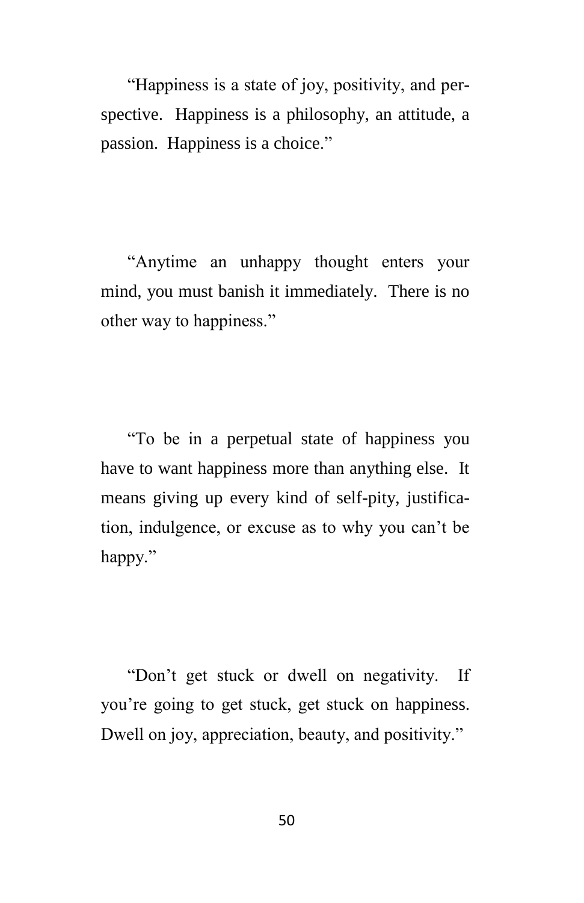"Happiness is a state of joy, positivity, and perspective. Happiness is a philosophy, an attitude, a passion. Happiness is a choice."

"Anytime an unhappy thought enters your mind, you must banish it immediately. There is no other way to happiness."

"To be in a perpetual state of happiness you have to want happiness more than anything else. It means giving up every kind of self-pity, justification, indulgence, or excuse as to why you can't be happy."

"Don't get stuck or dwell on negativity. If you're going to get stuck, get stuck on happiness. Dwell on joy, appreciation, beauty, and positivity."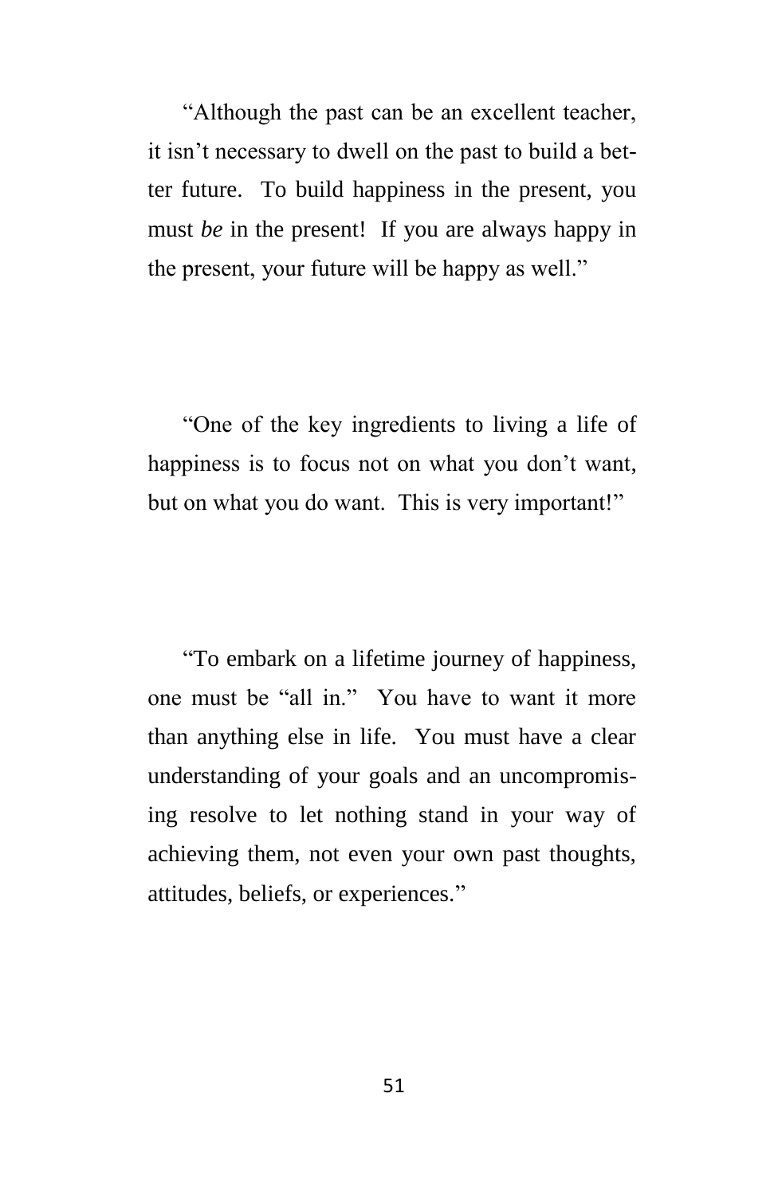"Although the past can be an excellent teacher, it isn't necessary to dwell on the past to build a better future. To build happiness in the present, you must *be* in the present! If you are always happy in the present, your future will be happy as well."

"One of the key ingredients to living a life of happiness is to focus not on what you don't want, but on what you do want. This is very important!"

"To embark on a lifetime journey of happiness, one must be "all in." You have to want it more than anything else in life. You must have a clear understanding of your goals and an uncompromising resolve to let nothing stand in your way of achieving them, not even your own past thoughts, attitudes, beliefs, or experiences."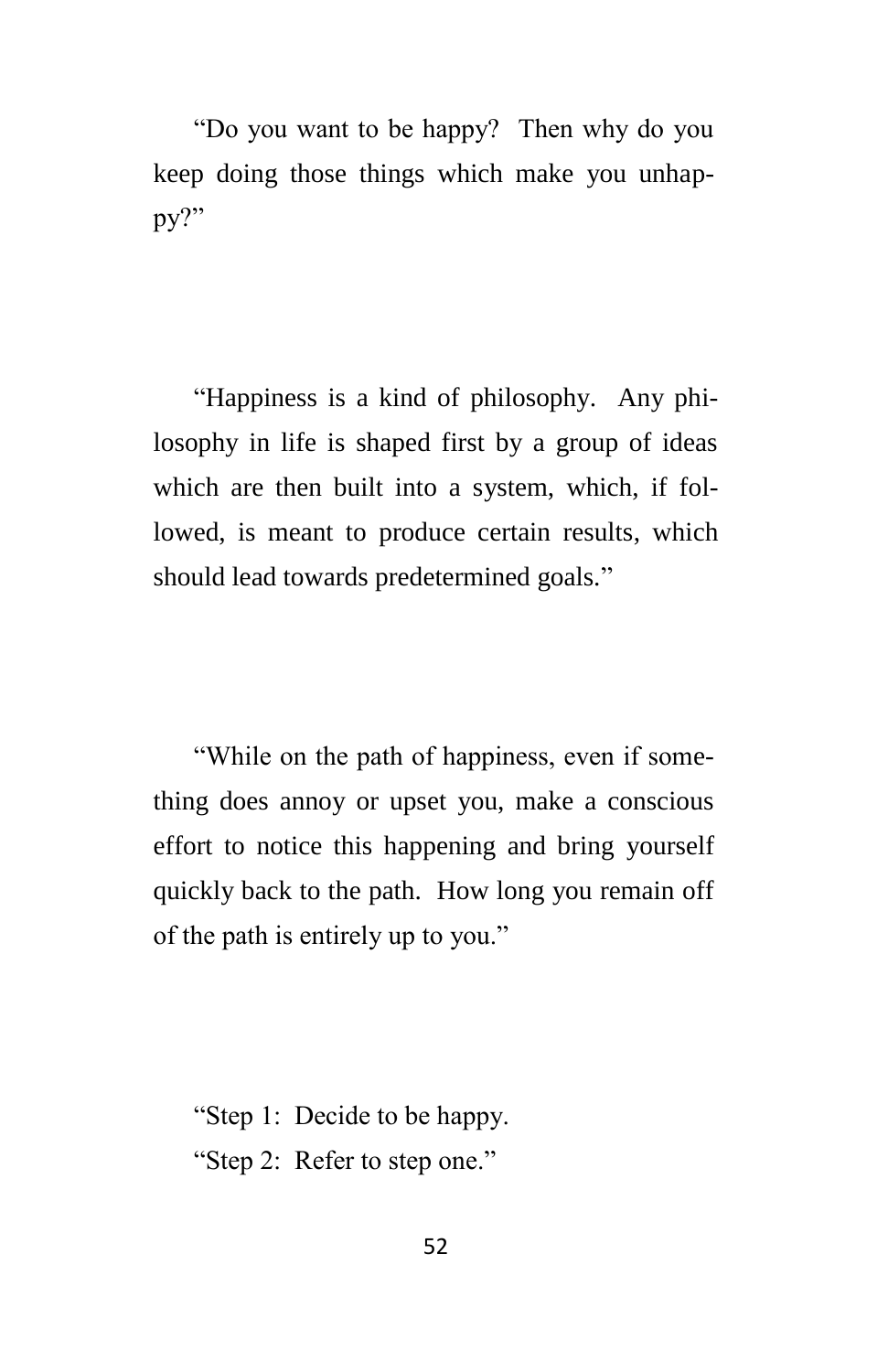"Do you want to be happy? Then why do you keep doing those things which make you unhappy?"

"Happiness is a kind of philosophy. Any philosophy in life is shaped first by a group of ideas which are then built into a system, which, if followed, is meant to produce certain results, which should lead towards predetermined goals."

"While on the path of happiness, even if something does annoy or upset you, make a conscious effort to notice this happening and bring yourself quickly back to the path. How long you remain off of the path is entirely up to you."

"Step 1: Decide to be happy.
"Step 2: Refer to step one."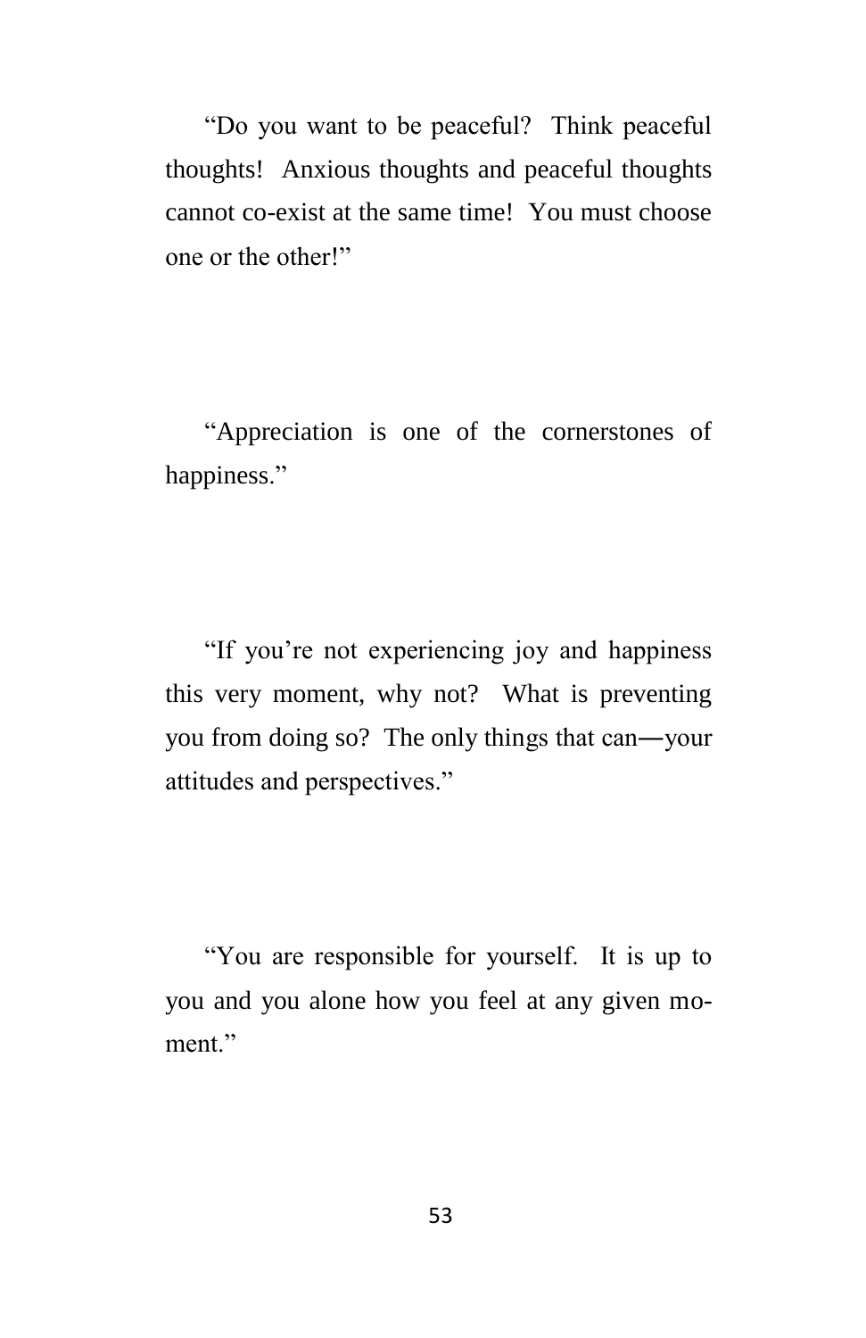"Do you want to be peaceful? Think peaceful thoughts! Anxious thoughts and peaceful thoughts cannot co-exist at the same time! You must choose one or the other!"

"Appreciation is one of the cornerstones of happiness."

"If you're not experiencing joy and happiness this very moment, why not? What is preventing you from doing so? The only things that can―your attitudes and perspectives."

"You are responsible for yourself. It is up to you and you alone how you feel at any given moment."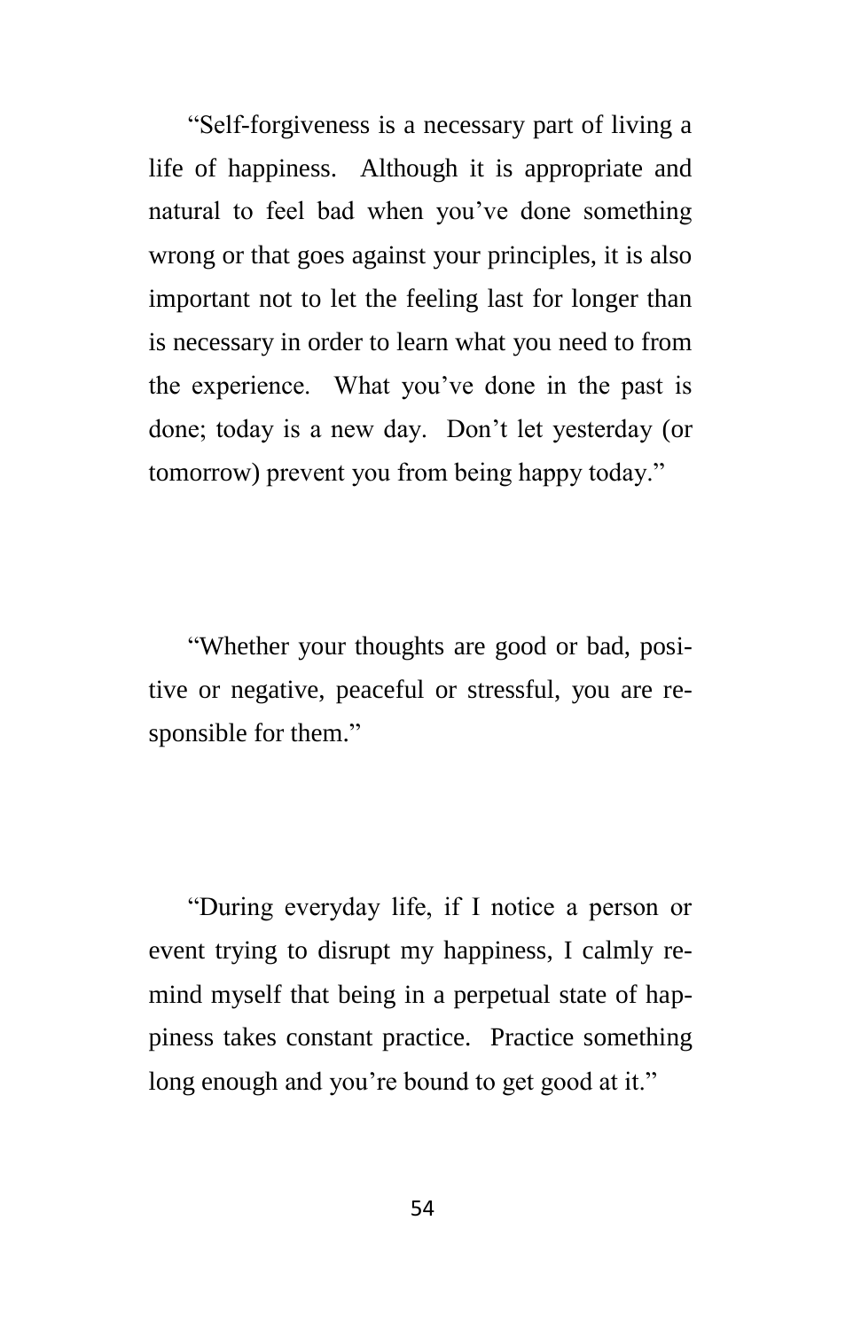"Self-forgiveness is a necessary part of living a life of happiness. Although it is appropriate and natural to feel bad when you've done something wrong or that goes against your principles, it is also important not to let the feeling last for longer than is necessary in order to learn what you need to from the experience. What you've done in the past is done; today is a new day. Don't let yesterday (or tomorrow) prevent you from being happy today."

"Whether your thoughts are good or bad, positive or negative, peaceful or stressful, you are responsible for them."

"During everyday life, if I notice a person or event trying to disrupt my happiness, I calmly remind myself that being in a perpetual state of happiness takes constant practice. Practice something long enough and you're bound to get good at it."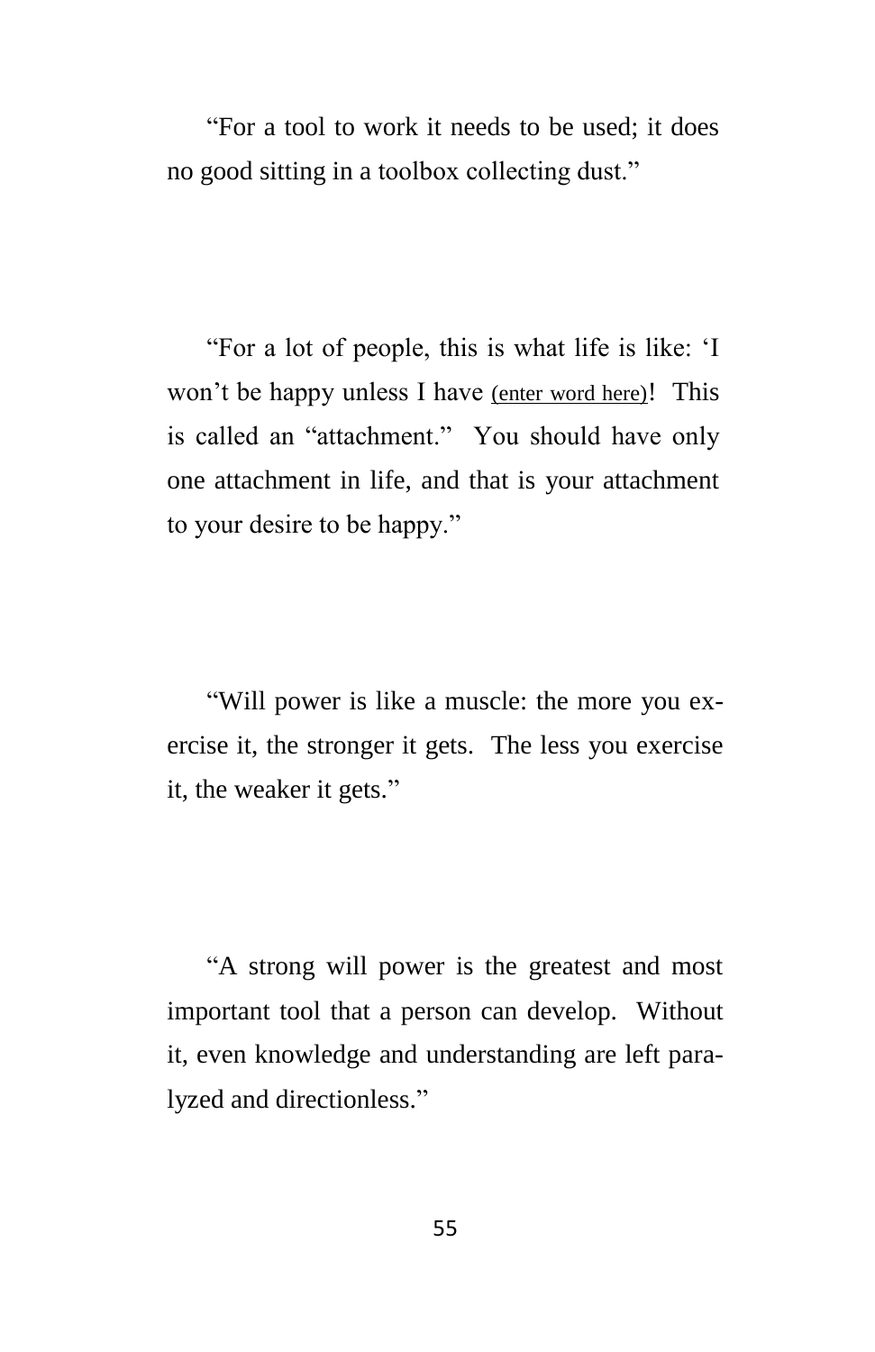"For a tool to work it needs to be used; it does no good sitting in a toolbox collecting dust."

"For a lot of people, this is what life is like: 'I won't be happy unless I have <u>(enter word here)</u>! This is called an "attachment." You should have only one attachment in life, and that is your attachment to your desire to be happy."

"Will power is like a muscle: the more you exercise it, the stronger it gets. The less you exercise it, the weaker it gets."

"A strong will power is the greatest and most important tool that a person can develop. Without it, even knowledge and understanding are left paralyzed and directionless."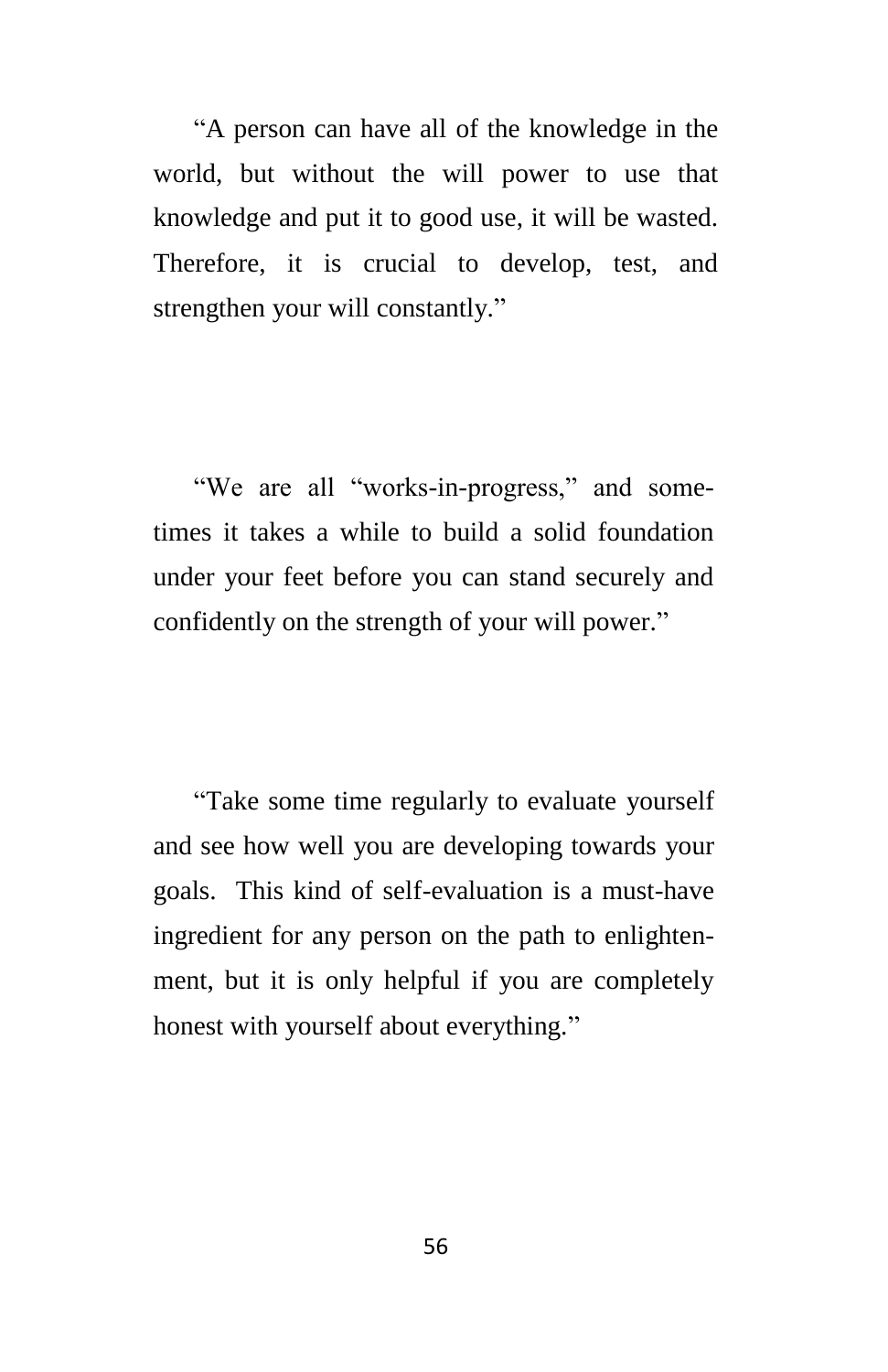"A person can have all of the knowledge in the world, but without the will power to use that knowledge and put it to good use, it will be wasted. Therefore, it is crucial to develop, test, and strengthen your will constantly."

"We are all "works-in-progress," and sometimes it takes a while to build a solid foundation under your feet before you can stand securely and confidently on the strength of your will power."

"Take some time regularly to evaluate yourself and see how well you are developing towards your goals. This kind of self-evaluation is a must-have ingredient for any person on the path to enlightenment, but it is only helpful if you are completely honest with yourself about everything."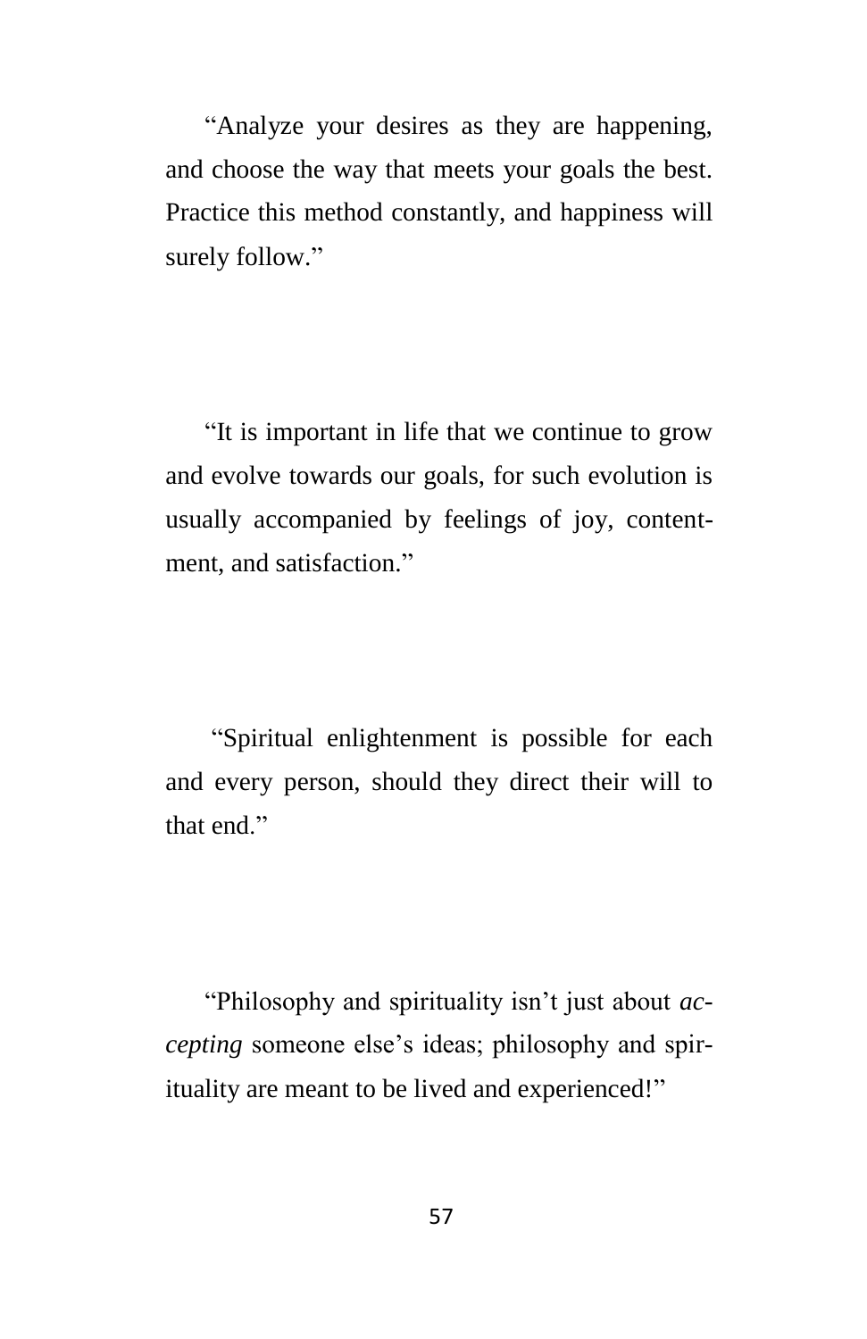"Analyze your desires as they are happening, and choose the way that meets your goals the best. Practice this method constantly, and happiness will surely follow."

"It is important in life that we continue to grow and evolve towards our goals, for such evolution is usually accompanied by feelings of joy, contentment, and satisfaction."

"Spiritual enlightenment is possible for each and every person, should they direct their will to that end."

"Philosophy and spirituality isn't just about *accepting* someone else's ideas; philosophy and spirituality are meant to be lived and experienced!"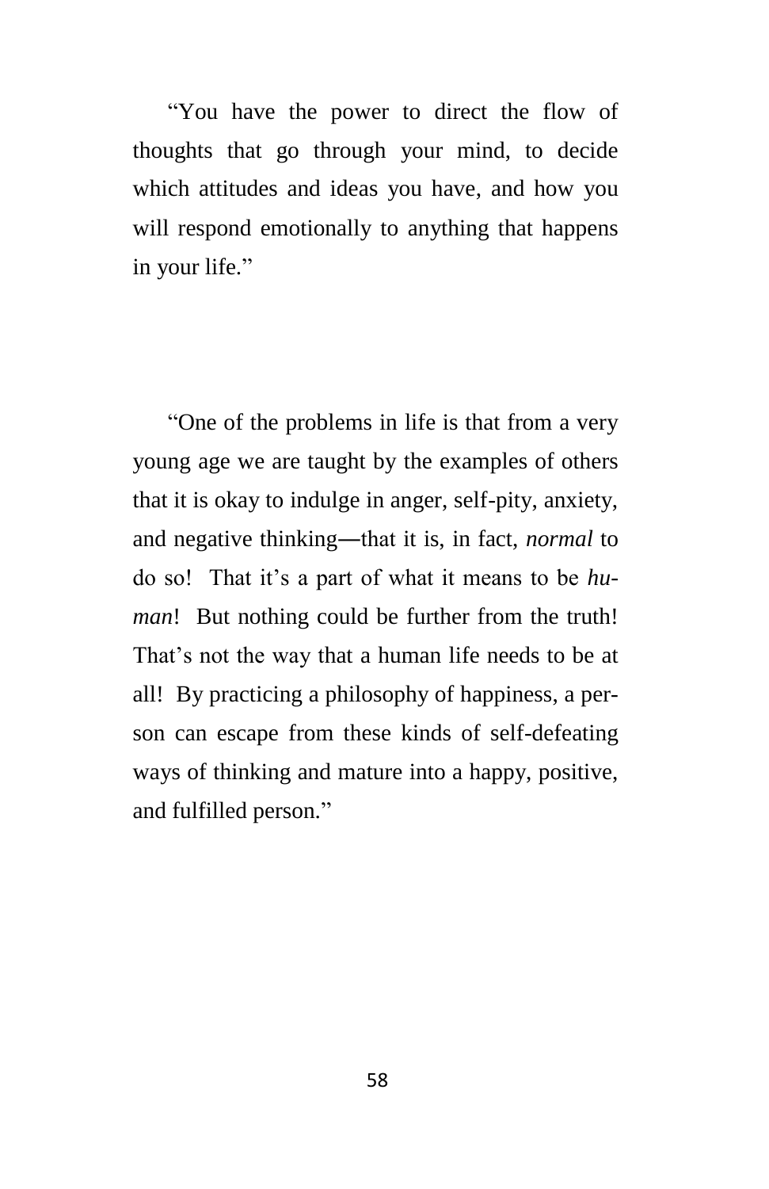"You have the power to direct the flow of thoughts that go through your mind, to decide which attitudes and ideas you have, and how you will respond emotionally to anything that happens in your life."

"One of the problems in life is that from a very young age we are taught by the examples of others that it is okay to indulge in anger, self-pity, anxiety, and negative thinking—that it is, in fact, *normal* to do so! That it's a part of what it means to be *human*! But nothing could be further from the truth! That's not the way that a human life needs to be at all! By practicing a philosophy of happiness, a person can escape from these kinds of self-defeating ways of thinking and mature into a happy, positive, and fulfilled person."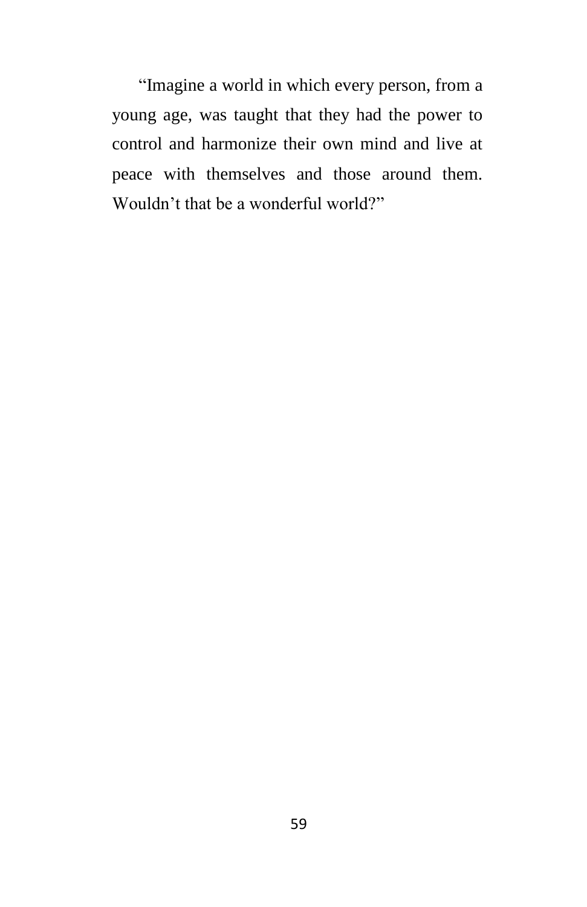"Imagine a world in which every person, from a young age, was taught that they had the power to control and harmonize their own mind and live at peace with themselves and those around them. Wouldn't that be a wonderful world?"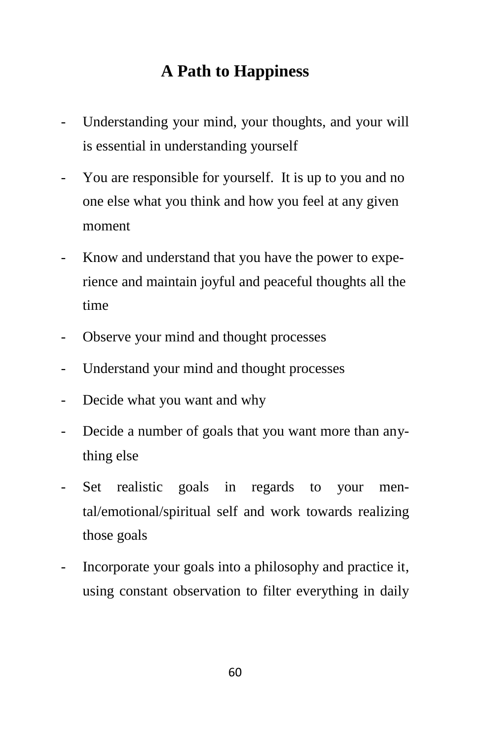## A Path to Happiness

- Understanding your mind, your thoughts, and your will is essential in understanding yourself
- You are responsible for yourself. It is up to you and no one else what you think and how you feel at any given moment
- Know and understand that you have the power to experience and maintain joyful and peaceful thoughts all the time
- Observe your mind and thought processes
- Understand your mind and thought processes
- Decide what you want and why
- Decide a number of goals that you want more than anything else
- Set realistic goals in regards to your mental/emotional/spiritual self and work towards realizing those goals
- Incorporate your goals into a philosophy and practice it, using constant observation to filter everything in daily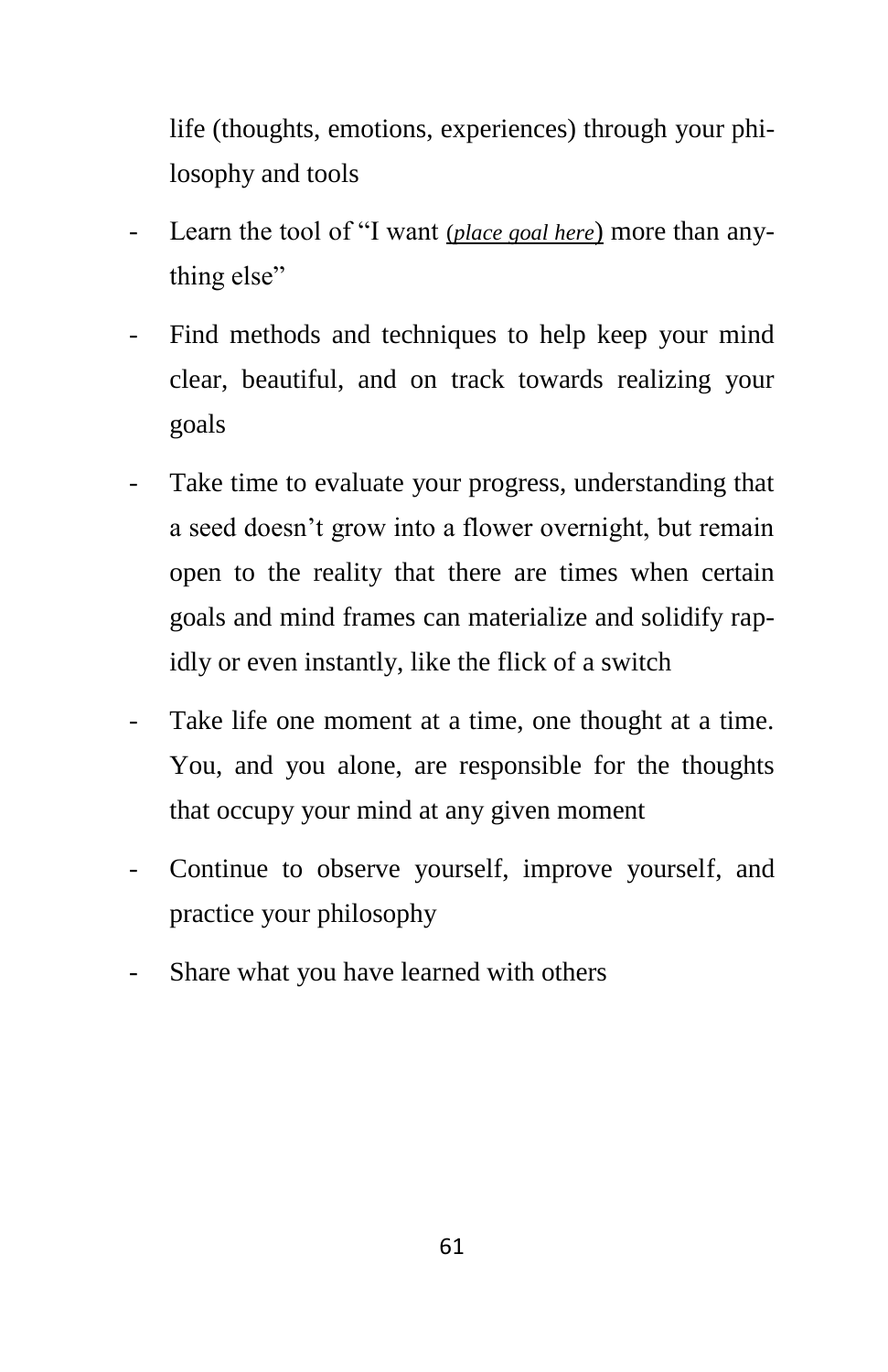life (thoughts, emotions, experiences) through your philosophy and tools

- Learn the tool of "I want (*place goal here*) more than anything else"
- Find methods and techniques to help keep your mind clear, beautiful, and on track towards realizing your goals
- Take time to evaluate your progress, understanding that a seed doesn't grow into a flower overnight, but remain open to the reality that there are times when certain goals and mind frames can materialize and solidify rapidly or even instantly, like the flick of a switch
- Take life one moment at a time, one thought at a time. You, and you alone, are responsible for the thoughts that occupy your mind at any given moment
- Continue to observe yourself, improve yourself, and practice your philosophy
- Share what you have learned with others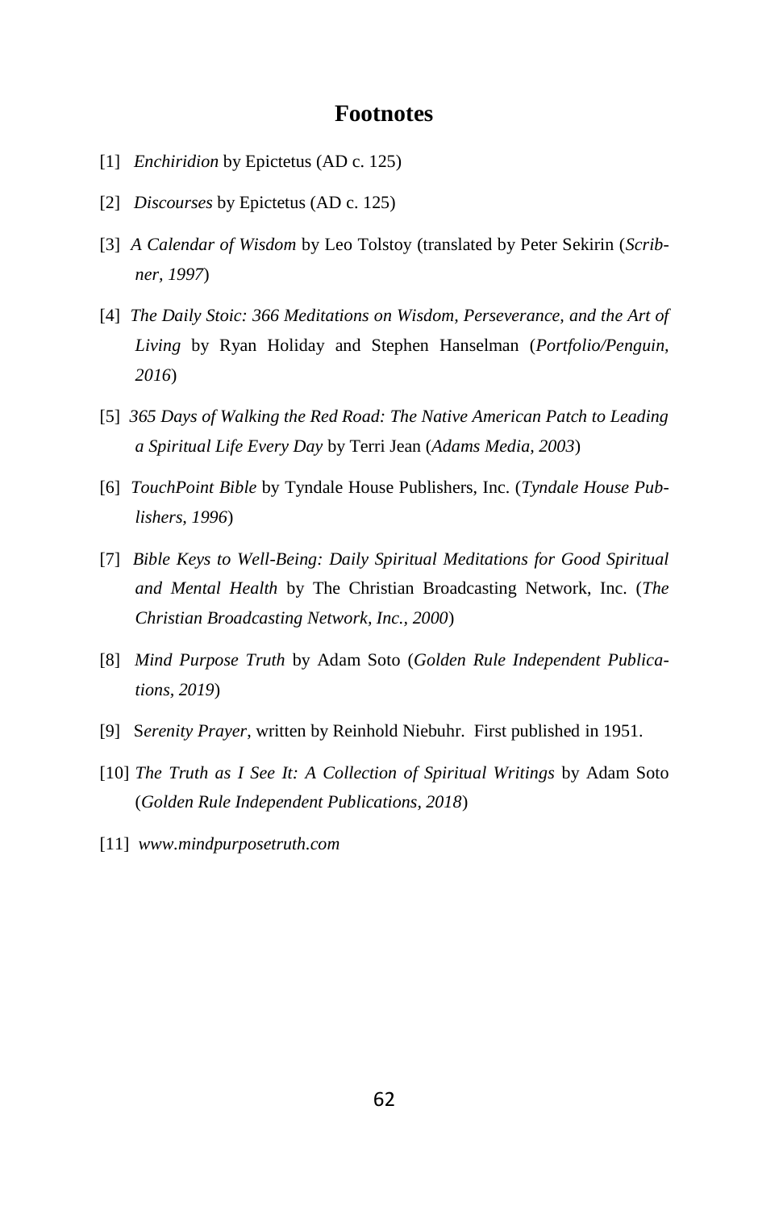## Footnotes

[1] *Enchiridion* by Epictetus (AD c. 125)

[2] *Discourses* by Epictetus (AD c. 125)

[3] *A Calendar of Wisdom* by Leo Tolstoy (translated by Peter Sekirin (*Scribner, 1997*)

[4] *The Daily Stoic: 366 Meditations on Wisdom, Perseverance, and the Art of Living* by Ryan Holiday and Stephen Hanselman (*Portfolio/Penguin, 2016*)

[5] *365 Days of Walking the Red Road: The Native American Patch to Leading a Spiritual Life Every Day* by Terri Jean (*Adams Media, 2003*)

[6] *TouchPoint Bible* by Tyndale House Publishers, Inc. (*Tyndale House Publishers, 1996*)

[7] *Bible Keys to Well-Being: Daily Spiritual Meditations for Good Spiritual and Mental Health* by The Christian Broadcasting Network, Inc. (*The Christian Broadcasting Network, Inc., 2000*)

[8] *Mind Purpose Truth* by Adam Soto (*Golden Rule Independent Publications, 2019*)

[9] S*erenity Prayer*, written by Reinhold Niebuhr. First published in 1951.

[10] *The Truth as I See It: A Collection of Spiritual Writings* by Adam Soto (*Golden Rule Independent Publications, 2018*)

[11] *www.mindpurposetruth.com*